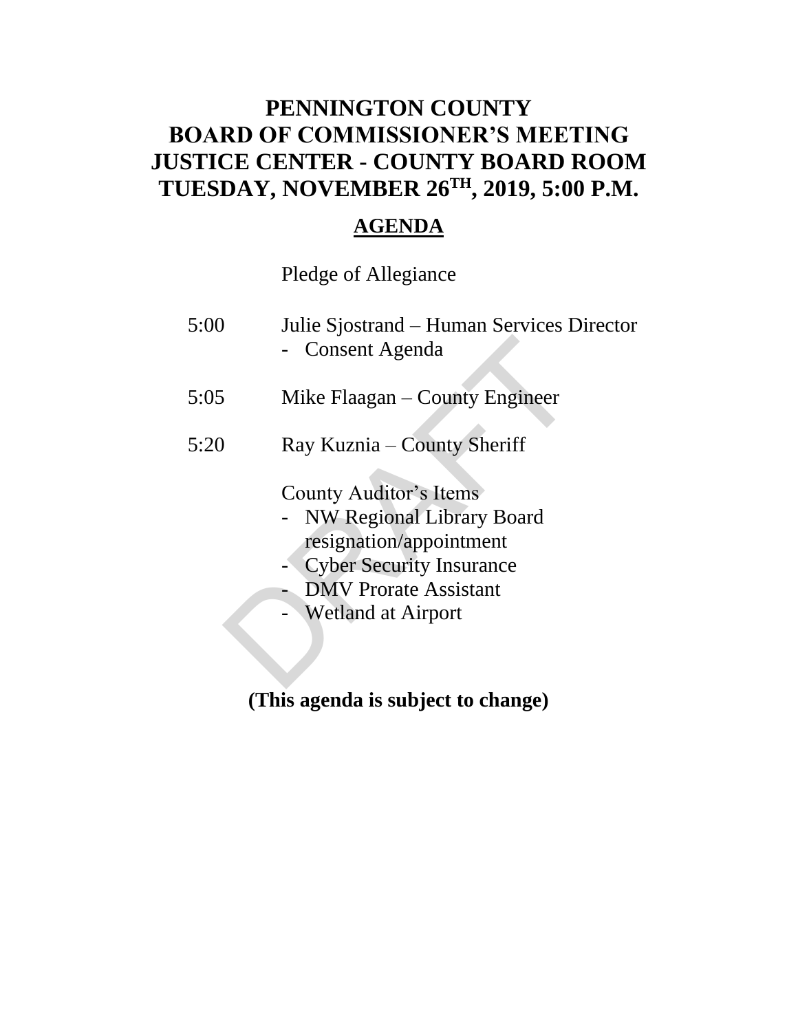# PENNINGTON COUNTY
# BOARD OF COMMISSIONER'S MEETING
# JUSTICE CENTER - COUNTY BOARD ROOM
# TUESDAY, NOVEMBER 26TH, 2019, 5:00 P.M.

## AGENDA

Pledge of Allegiance

5:00 Julie Sjostrand – Human Services Director
- Consent Agenda

5:05 Mike Flaagan – County Engineer

5:20 Ray Kuznia – County Sheriff

County Auditor's Items
- NW Regional Library Board resignation/appointment
- Cyber Security Insurance
- DMV Prorate Assistant
- Wetland at Airport

**(This agenda is subject to change)**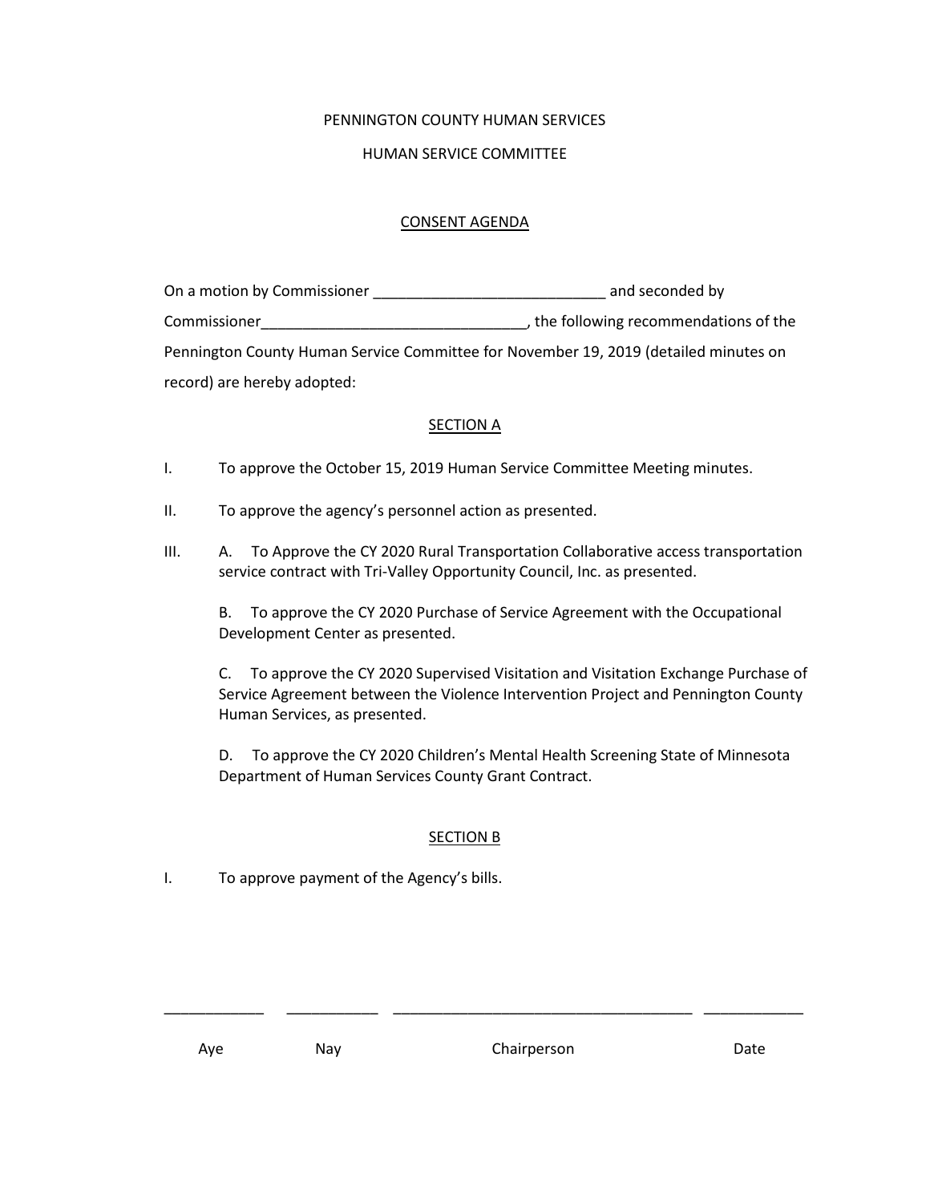PENNINGTON COUNTY HUMAN SERVICES

HUMAN SERVICE COMMITTEE

CONSENT AGENDA

On a motion by Commissioner ___________________________ and seconded by Commissioner_______________________________, the following recommendations of the Pennington County Human Service Committee for November 19, 2019 (detailed minutes on record) are hereby adopted:

SECTION A

I. To approve the October 15, 2019 Human Service Committee Meeting minutes.

II. To approve the agency's personnel action as presented.

III. A. To Approve the CY 2020 Rural Transportation Collaborative access transportation service contract with Tri-Valley Opportunity Council, Inc. as presented.

B. To approve the CY 2020 Purchase of Service Agreement with the Occupational Development Center as presented.

C. To approve the CY 2020 Supervised Visitation and Visitation Exchange Purchase of Service Agreement between the Violence Intervention Project and Pennington County Human Services, as presented.

D. To approve the CY 2020 Children's Mental Health Screening State of Minnesota Department of Human Services County Grant Contract.

SECTION B

I. To approve payment of the Agency's bills.

| ____________ | ___________ | ____________________________________ | ____________ |
|---|---|---|---|
| Aye | Nay | Chairperson | Date |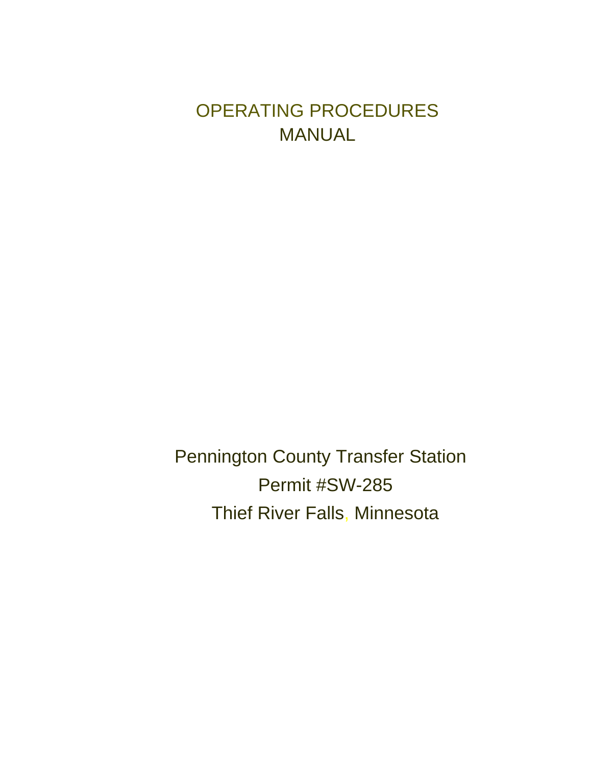# OPERATING PROCEDURES MANUAL

Pennington County Transfer Station
Permit #SW-285
Thief River Falls, Minnesota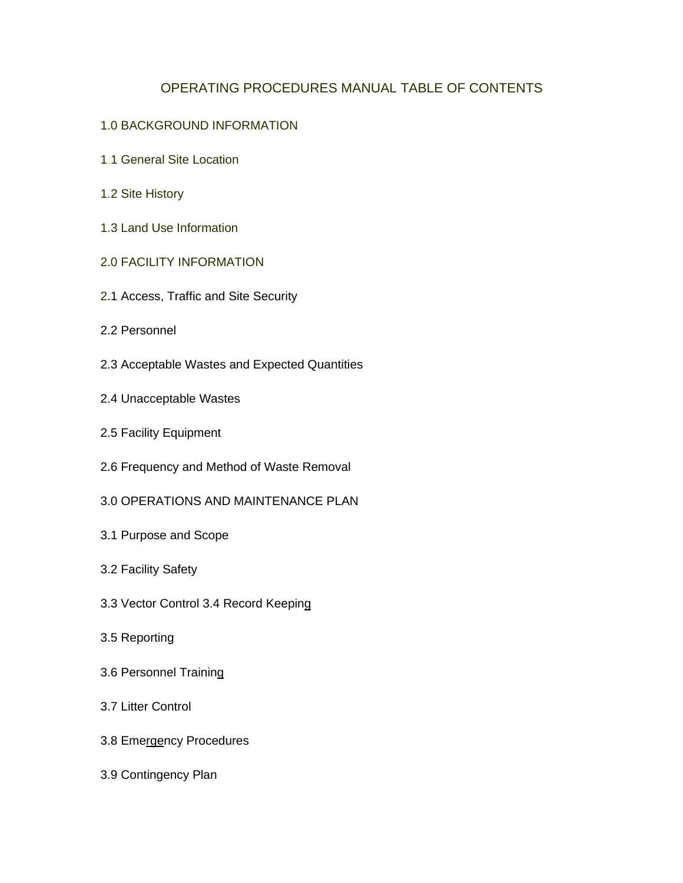# OPERATING PROCEDURES MANUAL TABLE OF CONTENTS

1.0 BACKGROUND INFORMATION

1.1 General Site Location

1.2 Site History

1.3 Land Use Information

2.0 FACILITY INFORMATION

2.1 Access, Traffic and Site Security

2.2 Personnel

2.3 Acceptable Wastes and Expected Quantities

2.4 Unacceptable Wastes

2.5 Facility Equipment

2.6 Frequency and Method of Waste Removal

3.0 OPERATIONS AND MAINTENANCE PLAN

3.1 Purpose and Scope

3.2 Facility Safety

3.3 Vector Control 3.4 Record Keeping

3.5 Reporting

3.6 Personnel Training

3.7 Litter Control

3.8 Emergency Procedures

3.9 Contingency Plan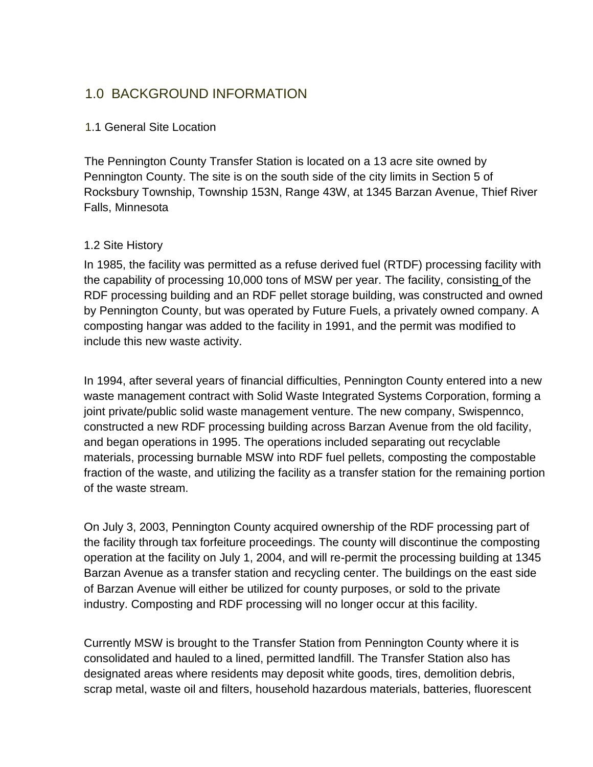# 1.0 BACKGROUND INFORMATION

## 1.1 General Site Location

The Pennington County Transfer Station is located on a 13 acre site owned by Pennington County. The site is on the south side of the city limits in Section 5 of Rocksbury Township, Township 153N, Range 43W, at 1345 Barzan Avenue, Thief River Falls, Minnesota

## 1.2 Site History

In 1985, the facility was permitted as a refuse derived fuel (RTDF) processing facility with the capability of processing 10,000 tons of MSW per year. The facility, consisting of the RDF processing building and an RDF pellet storage building, was constructed and owned by Pennington County, but was operated by Future Fuels, a privately owned company. A composting hangar was added to the facility in 1991, and the permit was modified to include this new waste activity.

In 1994, after several years of financial difficulties, Pennington County entered into a new waste management contract with Solid Waste Integrated Systems Corporation, forming a joint private/public solid waste management venture. The new company, Swispennco, constructed a new RDF processing building across Barzan Avenue from the old facility, and began operations in 1995. The operations included separating out recyclable materials, processing burnable MSW into RDF fuel pellets, composting the compostable fraction of the waste, and utilizing the facility as a transfer station for the remaining portion of the waste stream.

On July 3, 2003, Pennington County acquired ownership of the RDF processing part of the facility through tax forfeiture proceedings. The county will discontinue the composting operation at the facility on July 1, 2004, and will re-permit the processing building at 1345 Barzan Avenue as a transfer station and recycling center. The buildings on the east side of Barzan Avenue will either be utilized for county purposes, or sold to the private industry. Composting and RDF processing will no longer occur at this facility.

Currently MSW is brought to the Transfer Station from Pennington County where it is consolidated and hauled to a lined, permitted landfill. The Transfer Station also has designated areas where residents may deposit white goods, tires, demolition debris, scrap metal, waste oil and filters, household hazardous materials, batteries, fluorescent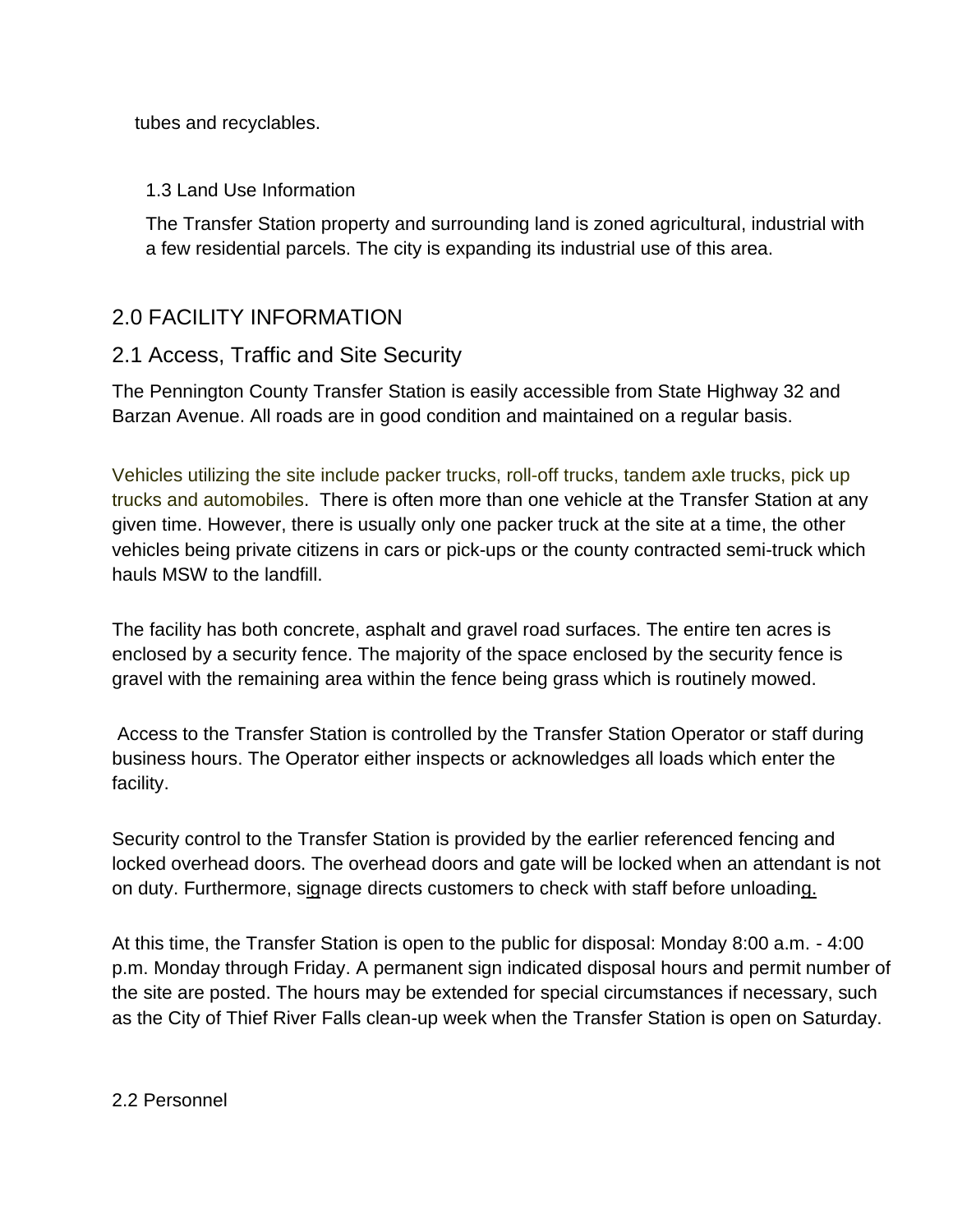tubes and recyclables.

### 1.3 Land Use Information

The Transfer Station property and surrounding land is zoned agricultural, industrial with a few residential parcels. The city is expanding its industrial use of this area.

# 2.0 FACILITY INFORMATION

## 2.1 Access, Traffic and Site Security

The Pennington County Transfer Station is easily accessible from State Highway 32 and Barzan Avenue. All roads are in good condition and maintained on a regular basis.

Vehicles utilizing the site include packer trucks, roll-off trucks, tandem axle trucks, pick up trucks and automobiles. There is often more than one vehicle at the Transfer Station at any given time. However, there is usually only one packer truck at the site at a time, the other vehicles being private citizens in cars or pick-ups or the county contracted semi-truck which hauls MSW to the landfill.

The facility has both concrete, asphalt and gravel road surfaces. The entire ten acres is enclosed by a security fence. The majority of the space enclosed by the security fence is gravel with the remaining area within the fence being grass which is routinely mowed.

Access to the Transfer Station is controlled by the Transfer Station Operator or staff during business hours. The Operator either inspects or acknowledges all loads which enter the facility.

Security control to the Transfer Station is provided by the earlier referenced fencing and locked overhead doors. The overhead doors and gate will be locked when an attendant is not on duty. Furthermore, signage directs customers to check with staff before unloading.

At this time, the Transfer Station is open to the public for disposal: Monday 8:00 a.m. - 4:00 p.m. Monday through Friday. A permanent sign indicated disposal hours and permit number of the site are posted. The hours may be extended for special circumstances if necessary, such as the City of Thief River Falls clean-up week when the Transfer Station is open on Saturday.

## 2.2 Personnel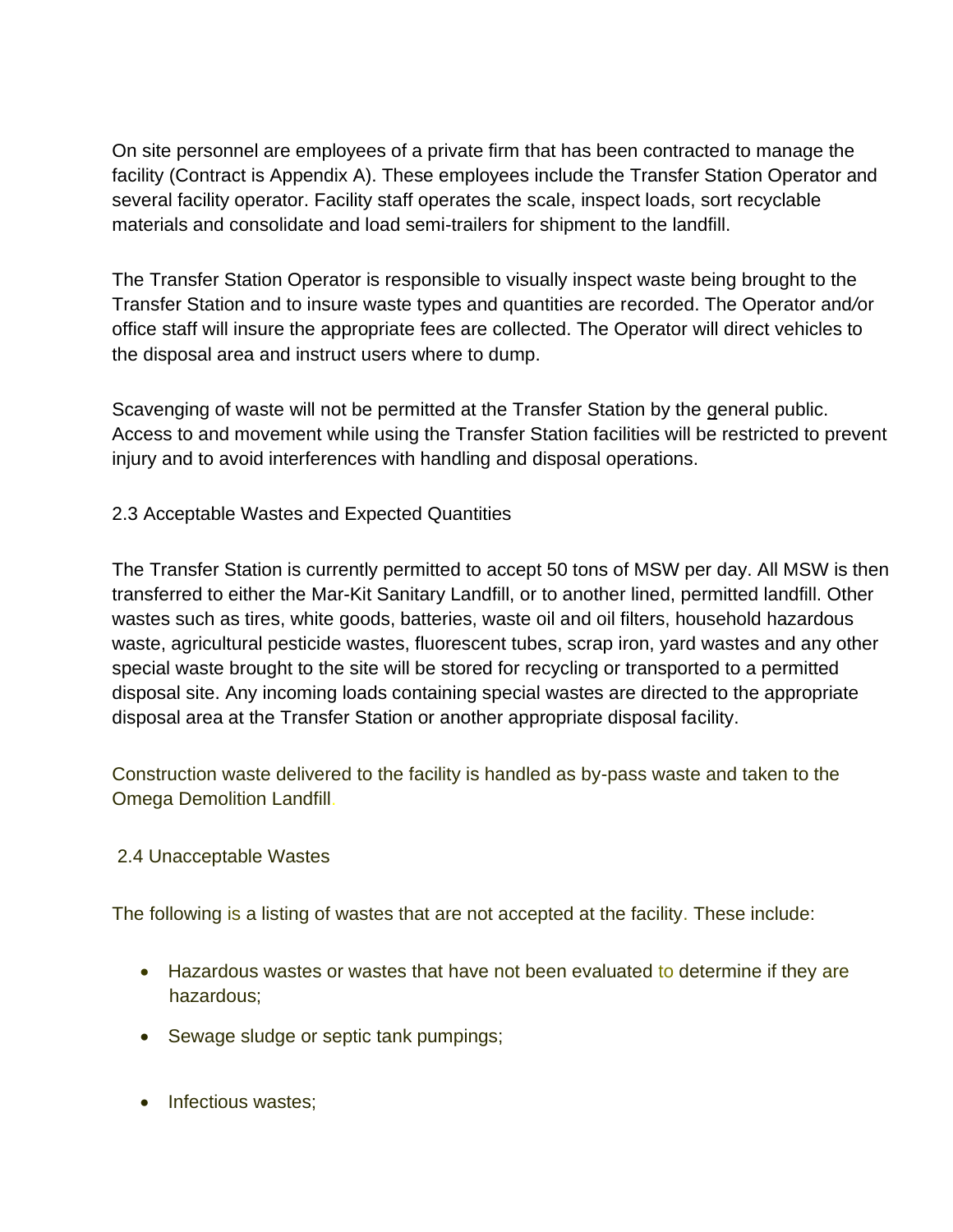On site personnel are employees of a private firm that has been contracted to manage the facility (Contract is Appendix A). These employees include the Transfer Station Operator and several facility operator. Facility staff operates the scale, inspect loads, sort recyclable materials and consolidate and load semi-trailers for shipment to the landfill.

The Transfer Station Operator is responsible to visually inspect waste being brought to the Transfer Station and to insure waste types and quantities are recorded. The Operator and/or office staff will insure the appropriate fees are collected. The Operator will direct vehicles to the disposal area and instruct users where to dump.

Scavenging of waste will not be permitted at the Transfer Station by the general public. Access to and movement while using the Transfer Station facilities will be restricted to prevent injury and to avoid interferences with handling and disposal operations.

## 2.3 Acceptable Wastes and Expected Quantities

The Transfer Station is currently permitted to accept 50 tons of MSW per day. All MSW is then transferred to either the Mar-Kit Sanitary Landfill, or to another lined, permitted landfill. Other wastes such as tires, white goods, batteries, waste oil and oil filters, household hazardous waste, agricultural pesticide wastes, fluorescent tubes, scrap iron, yard wastes and any other special waste brought to the site will be stored for recycling or transported to a permitted disposal site. Any incoming loads containing special wastes are directed to the appropriate disposal area at the Transfer Station or another appropriate disposal facility.

Construction waste delivered to the facility is handled as by-pass waste and taken to the Omega Demolition Landfill.

## 2.4 Unacceptable Wastes

The following is a listing of wastes that are not accepted at the facility. These include:

- Hazardous wastes or wastes that have not been evaluated to determine if they are hazardous;
- Sewage sludge or septic tank pumpings;
- Infectious wastes;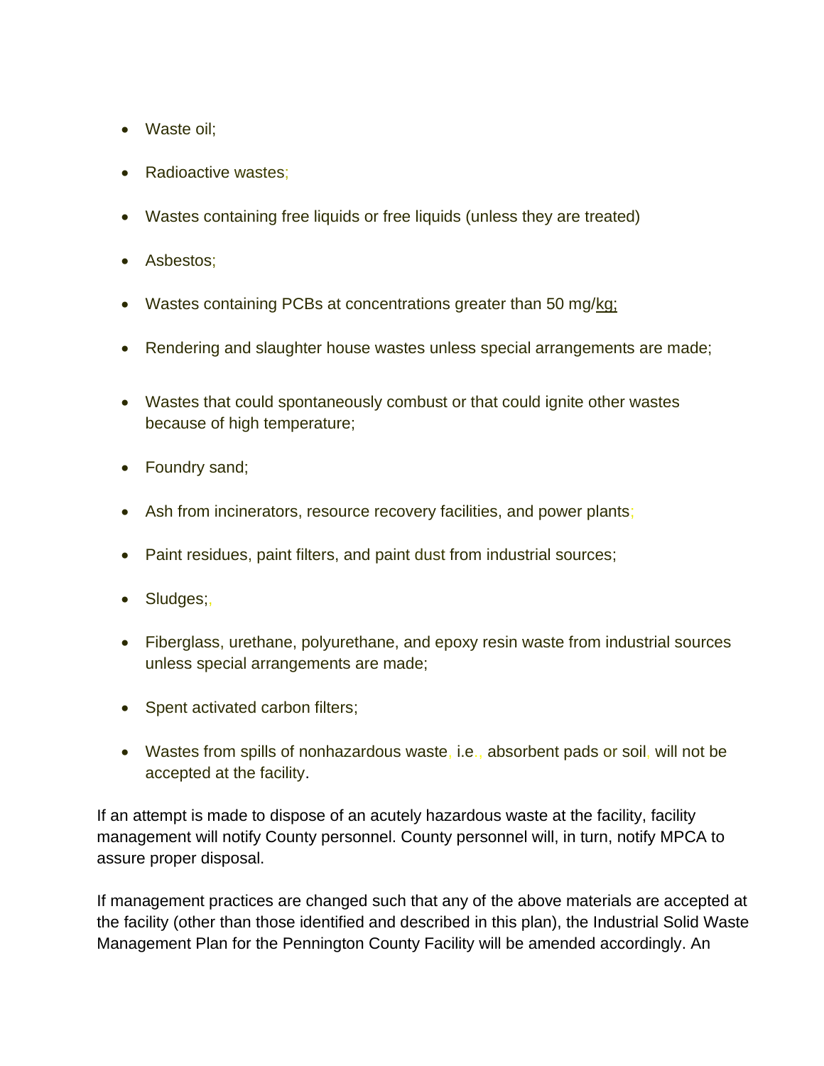- Waste oil;
- Radioactive wastes;
- Wastes containing free liquids or free liquids (unless they are treated)
- Asbestos;
- Wastes containing PCBs at concentrations greater than 50 mg/kg;
- Rendering and slaughter house wastes unless special arrangements are made;
- Wastes that could spontaneously combust or that could ignite other wastes because of high temperature;
- Foundry sand;
- Ash from incinerators, resource recovery facilities, and power plants;
- Paint residues, paint filters, and paint dust from industrial sources;
- Sludges;,
- Fiberglass, urethane, polyurethane, and epoxy resin waste from industrial sources unless special arrangements are made;
- Spent activated carbon filters;
- Wastes from spills of nonhazardous waste, i.e., absorbent pads or soil, will not be accepted at the facility.

If an attempt is made to dispose of an acutely hazardous waste at the facility, facility management will notify County personnel. County personnel will, in turn, notify MPCA to assure proper disposal.

If management practices are changed such that any of the above materials are accepted at the facility (other than those identified and described in this plan), the Industrial Solid Waste Management Plan for the Pennington County Facility will be amended accordingly. An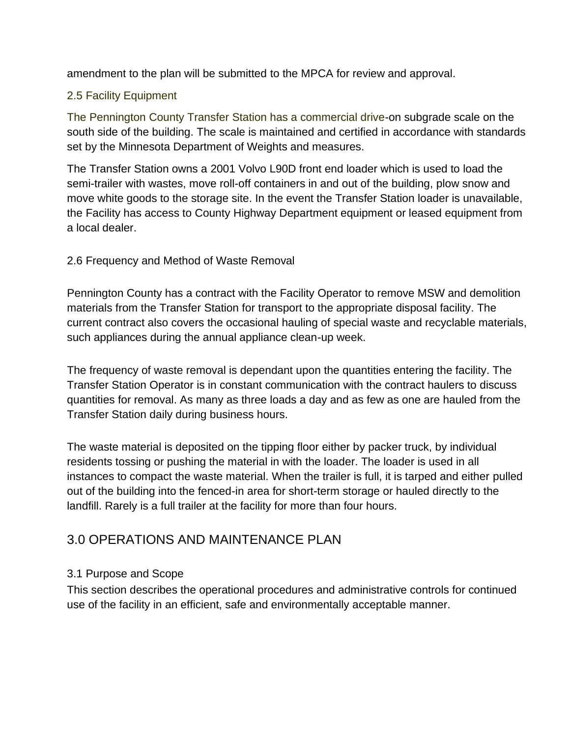amendment to the plan will be submitted to the MPCA for review and approval.

### 2.5 Facility Equipment

The Pennington County Transfer Station has a commercial drive-on subgrade scale on the south side of the building. The scale is maintained and certified in accordance with standards set by the Minnesota Department of Weights and measures.

The Transfer Station owns a 2001 Volvo L90D front end loader which is used to load the semi-trailer with wastes, move roll-off containers in and out of the building, plow snow and move white goods to the storage site. In the event the Transfer Station loader is unavailable, the Facility has access to County Highway Department equipment or leased equipment from a local dealer.

### 2.6 Frequency and Method of Waste Removal

Pennington County has a contract with the Facility Operator to remove MSW and demolition materials from the Transfer Station for transport to the appropriate disposal facility. The current contract also covers the occasional hauling of special waste and recyclable materials, such appliances during the annual appliance clean-up week.

The frequency of waste removal is dependant upon the quantities entering the facility. The Transfer Station Operator is in constant communication with the contract haulers to discuss quantities for removal. As many as three loads a day and as few as one are hauled from the Transfer Station daily during business hours.

The waste material is deposited on the tipping floor either by packer truck, by individual residents tossing or pushing the material in with the loader. The loader is used in all instances to compact the waste material. When the trailer is full, it is tarped and either pulled out of the building into the fenced-in area for short-term storage or hauled directly to the landfill. Rarely is a full trailer at the facility for more than four hours.

## 3.0 OPERATIONS AND MAINTENANCE PLAN

### 3.1 Purpose and Scope

This section describes the operational procedures and administrative controls for continued use of the facility in an efficient, safe and environmentally acceptable manner.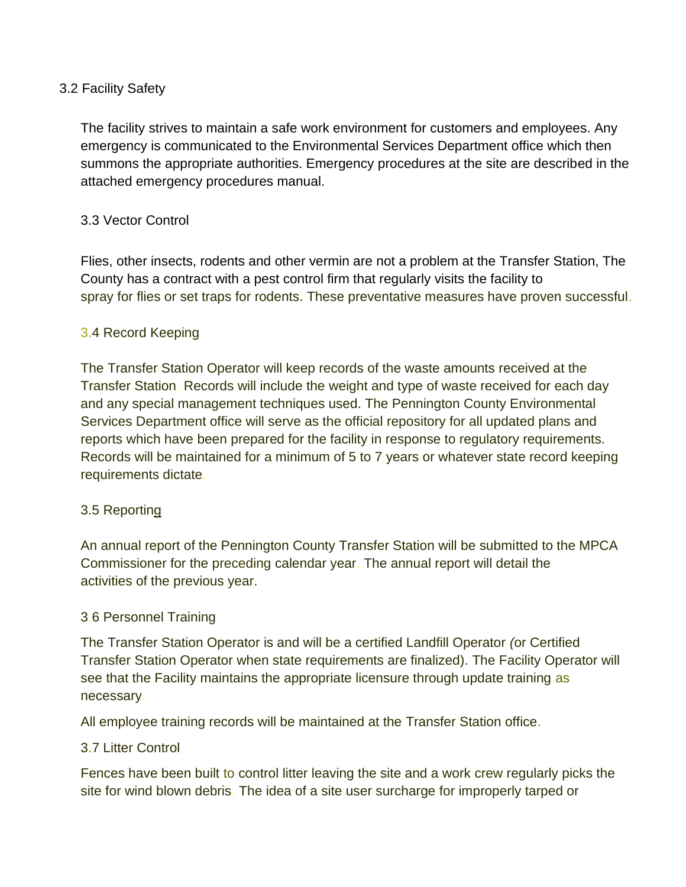### 3.2 Facility Safety

The facility strives to maintain a safe work environment for customers and employees. Any emergency is communicated to the Environmental Services Department office which then summons the appropriate authorities. Emergency procedures at the site are described in the attached emergency procedures manual.

### 3.3 Vector Control

Flies, other insects, rodents and other vermin are not a problem at the Transfer Station, The County has a contract with a pest control firm that regularly visits the facility to spray for flies or set traps for rodents. These preventative measures have proven successful.

### 3.4 Record Keeping

The Transfer Station Operator will keep records of the waste amounts received at the Transfer Station. Records will include the weight and type of waste received for each day and any special management techniques used. The Pennington County Environmental Services Department office will serve as the official repository for all updated plans and reports which have been prepared for the facility in response to regulatory requirements. Records will be maintained for a minimum of 5 to 7 years or whatever state record keeping requirements dictate.

### 3.5 Reporting

An annual report of the Pennington County Transfer Station will be submitted to the MPCA Commissioner for the preceding calendar year. The annual report will detail the activities of the previous year.

### 3.6 Personnel Training

The Transfer Station Operator is and will be a certified Landfill Operator (or Certified Transfer Station Operator when state requirements are finalized). The Facility Operator will see that the Facility maintains the appropriate licensure through update training as necessary.

All employee training records will be maintained at the Transfer Station office.

### 3.7 Litter Control

Fences have been built to control litter leaving the site and a work crew regularly picks the site for wind blown debris. The idea of a site user surcharge for improperly tarped or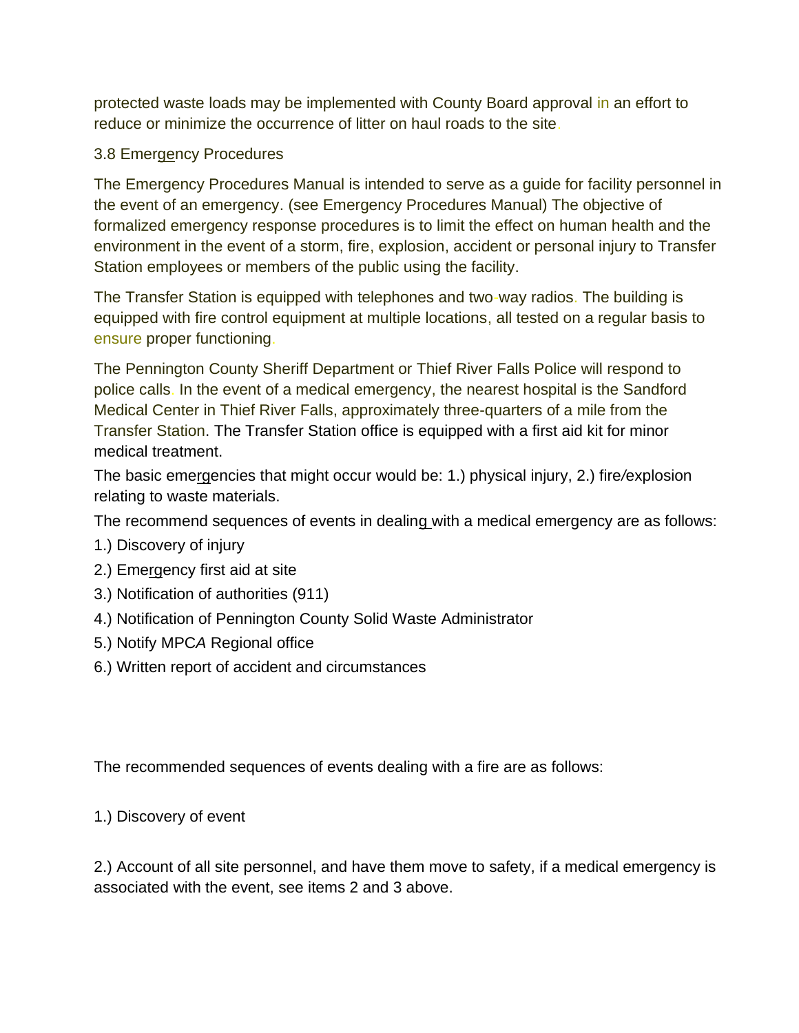protected waste loads may be implemented with County Board approval in an effort to reduce or minimize the occurrence of litter on haul roads to the site.

### 3.8 Emergency Procedures

The Emergency Procedures Manual is intended to serve as a guide for facility personnel in the event of an emergency. (see Emergency Procedures Manual) The objective of formalized emergency response procedures is to limit the effect on human health and the environment in the event of a storm, fire, explosion, accident or personal injury to Transfer Station employees or members of the public using the facility.

The Transfer Station is equipped with telephones and two-way radios. The building is equipped with fire control equipment at multiple locations, all tested on a regular basis to ensure proper functioning.

The Pennington County Sheriff Department or Thief River Falls Police will respond to police calls. In the event of a medical emergency, the nearest hospital is the Sandford Medical Center in Thief River Falls, approximately three-quarters of a mile from the Transfer Station. The Transfer Station office is equipped with a first aid kit for minor medical treatment.

The basic emergencies that might occur would be: 1.) physical injury, 2.) fire/explosion relating to waste materials.

The recommend sequences of events in dealing with a medical emergency are as follows:

1.) Discovery of injury

2.) Emergency first aid at site

3.) Notification of authorities (911)

4.) Notification of Pennington County Solid Waste Administrator

5.) Notify MPCA Regional office

6.) Written report of accident and circumstances

The recommended sequences of events dealing with a fire are as follows:

1.) Discovery of event

2.) Account of all site personnel, and have them move to safety, if a medical emergency is associated with the event, see items 2 and 3 above.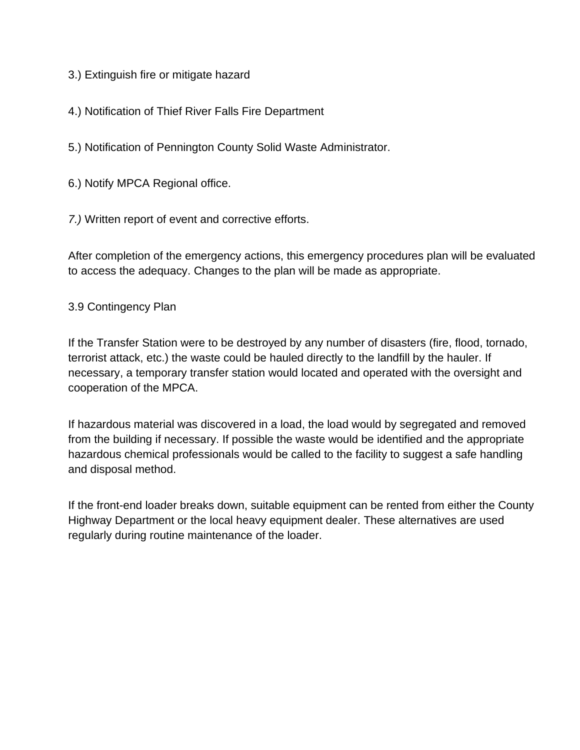3.) Extinguish fire or mitigate hazard

4.) Notification of Thief River Falls Fire Department

5.) Notification of Pennington County Solid Waste Administrator.

6.) Notify MPCA Regional office.

*7.)* Written report of event and corrective efforts.

After completion of the emergency actions, this emergency procedures plan will be evaluated to access the adequacy. Changes to the plan will be made as appropriate.

3.9 Contingency Plan

If the Transfer Station were to be destroyed by any number of disasters (fire, flood, tornado, terrorist attack, etc.) the waste could be hauled directly to the landfill by the hauler. If necessary, a temporary transfer station would located and operated with the oversight and cooperation of the MPCA.

If hazardous material was discovered in a load, the load would by segregated and removed from the building if necessary. If possible the waste would be identified and the appropriate hazardous chemical professionals would be called to the facility to suggest a safe handling and disposal method.

If the front-end loader breaks down, suitable equipment can be rented from either the County Highway Department or the local heavy equipment dealer. These alternatives are used regularly during routine maintenance of the loader.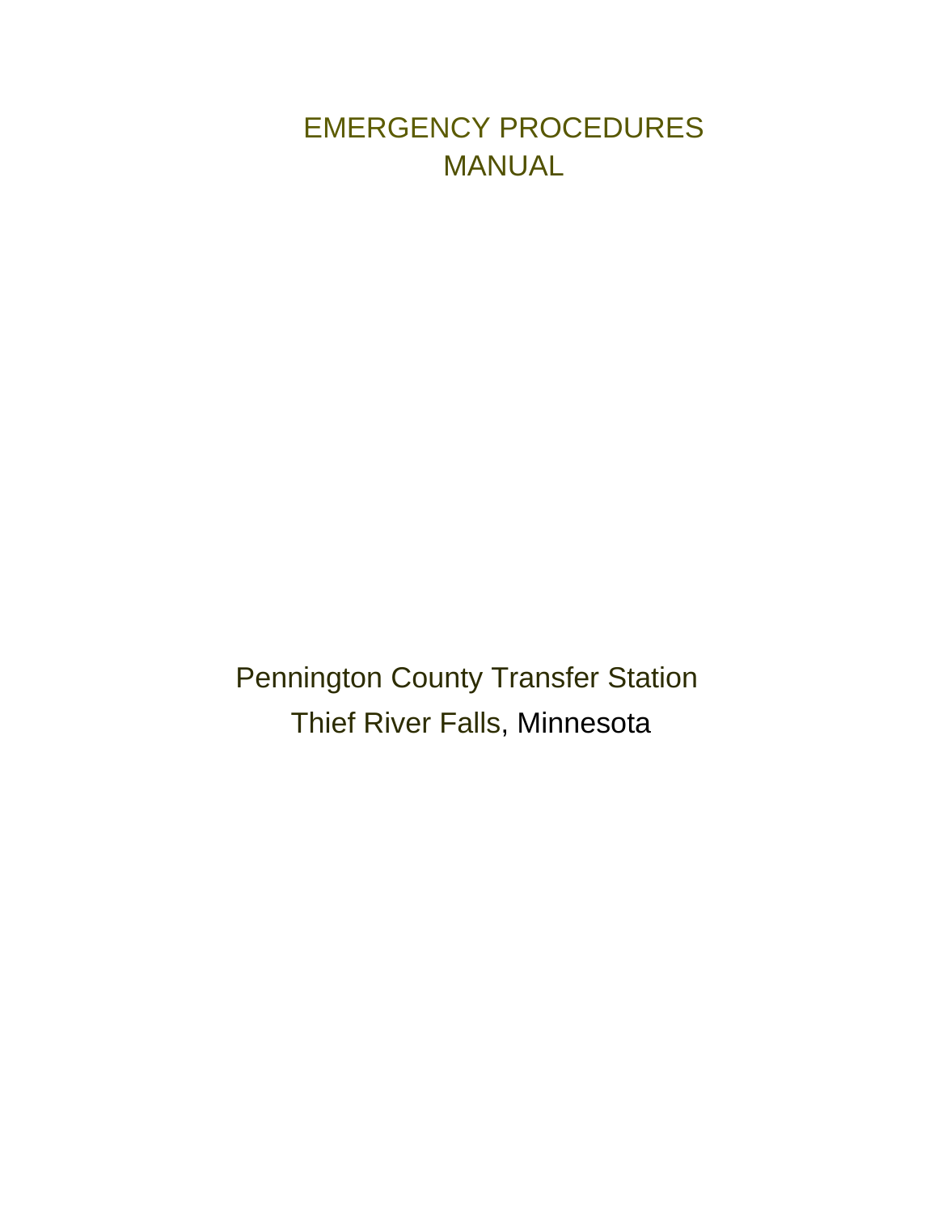# EMERGENCY PROCEDURES MANUAL

Pennington County Transfer Station

Thief River Falls, Minnesota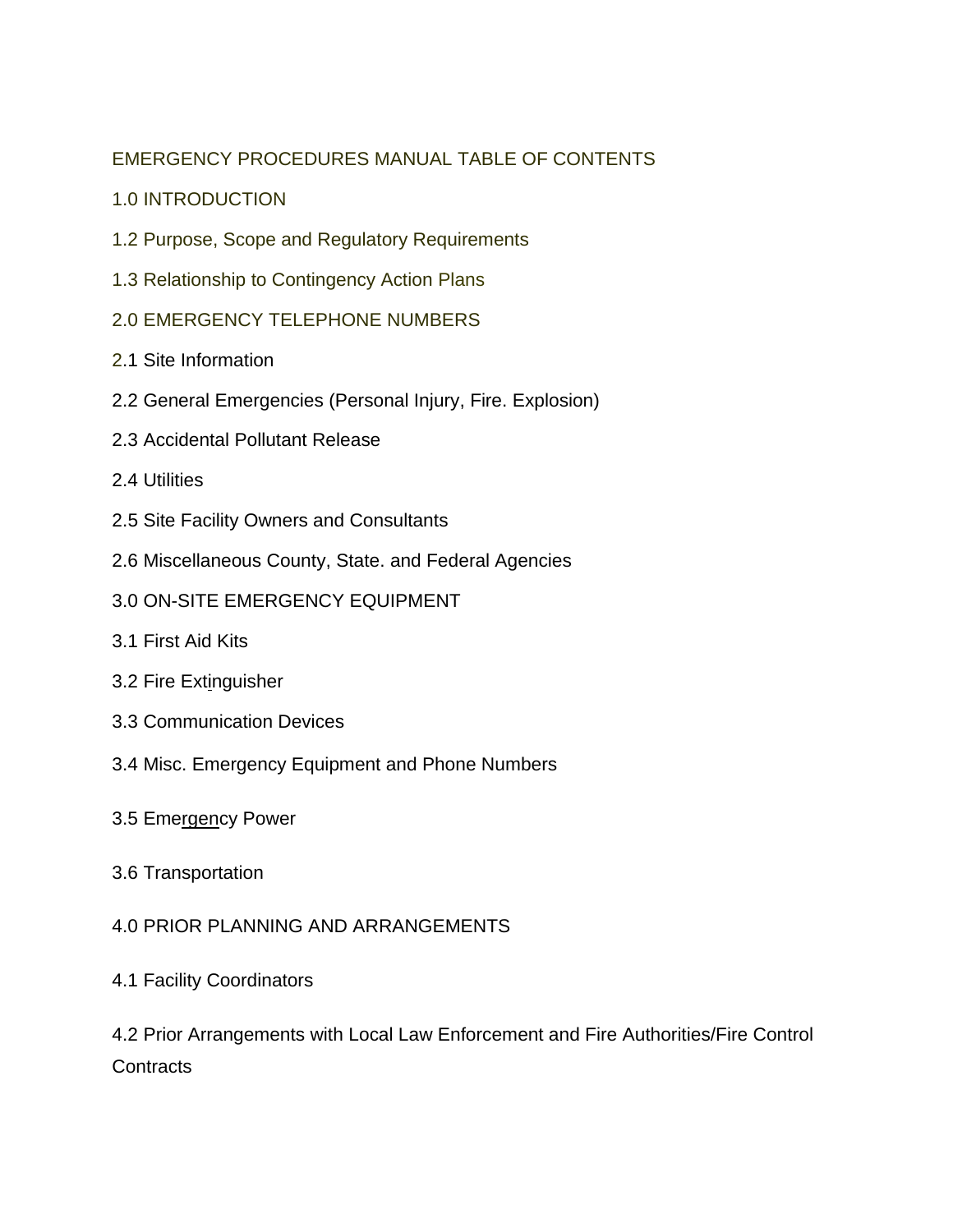EMERGENCY PROCEDURES MANUAL TABLE OF CONTENTS

1.0 INTRODUCTION

1.2 Purpose, Scope and Regulatory Requirements

1.3 Relationship to Contingency Action Plans

2.0 EMERGENCY TELEPHONE NUMBERS

2.1 Site Information

2.2 General Emergencies (Personal Injury, Fire. Explosion)

2.3 Accidental Pollutant Release

2.4 Utilities

2.5 Site Facility Owners and Consultants

2.6 Miscellaneous County, State. and Federal Agencies

3.0 ON-SITE EMERGENCY EQUIPMENT

3.1 First Aid Kits

3.2 Fire Extinguisher

3.3 Communication Devices

3.4 Misc. Emergency Equipment and Phone Numbers

3.5 Emergency Power

3.6 Transportation

4.0 PRIOR PLANNING AND ARRANGEMENTS

4.1 Facility Coordinators

4.2 Prior Arrangements with Local Law Enforcement and Fire Authorities/Fire Control Contracts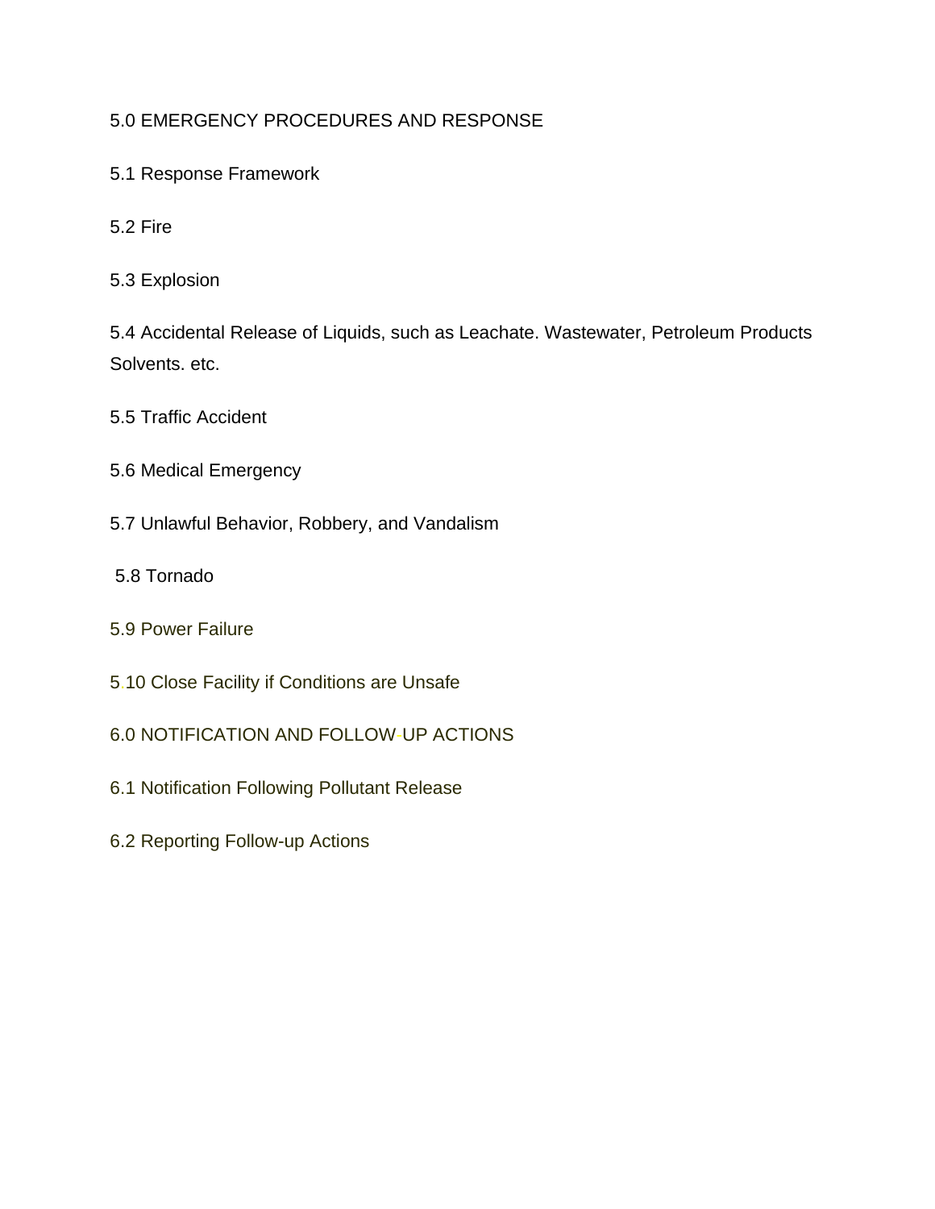5.0 EMERGENCY PROCEDURES AND RESPONSE

5.1 Response Framework

5.2 Fire

5.3 Explosion

5.4 Accidental Release of Liquids, such as Leachate. Wastewater, Petroleum Products Solvents. etc.

5.5 Traffic Accident

5.6 Medical Emergency

5.7 Unlawful Behavior, Robbery, and Vandalism

5.8 Tornado

5.9 Power Failure

5.10 Close Facility if Conditions are Unsafe

6.0 NOTIFICATION AND FOLLOW-UP ACTIONS

6.1 Notification Following Pollutant Release

6.2 Reporting Follow-up Actions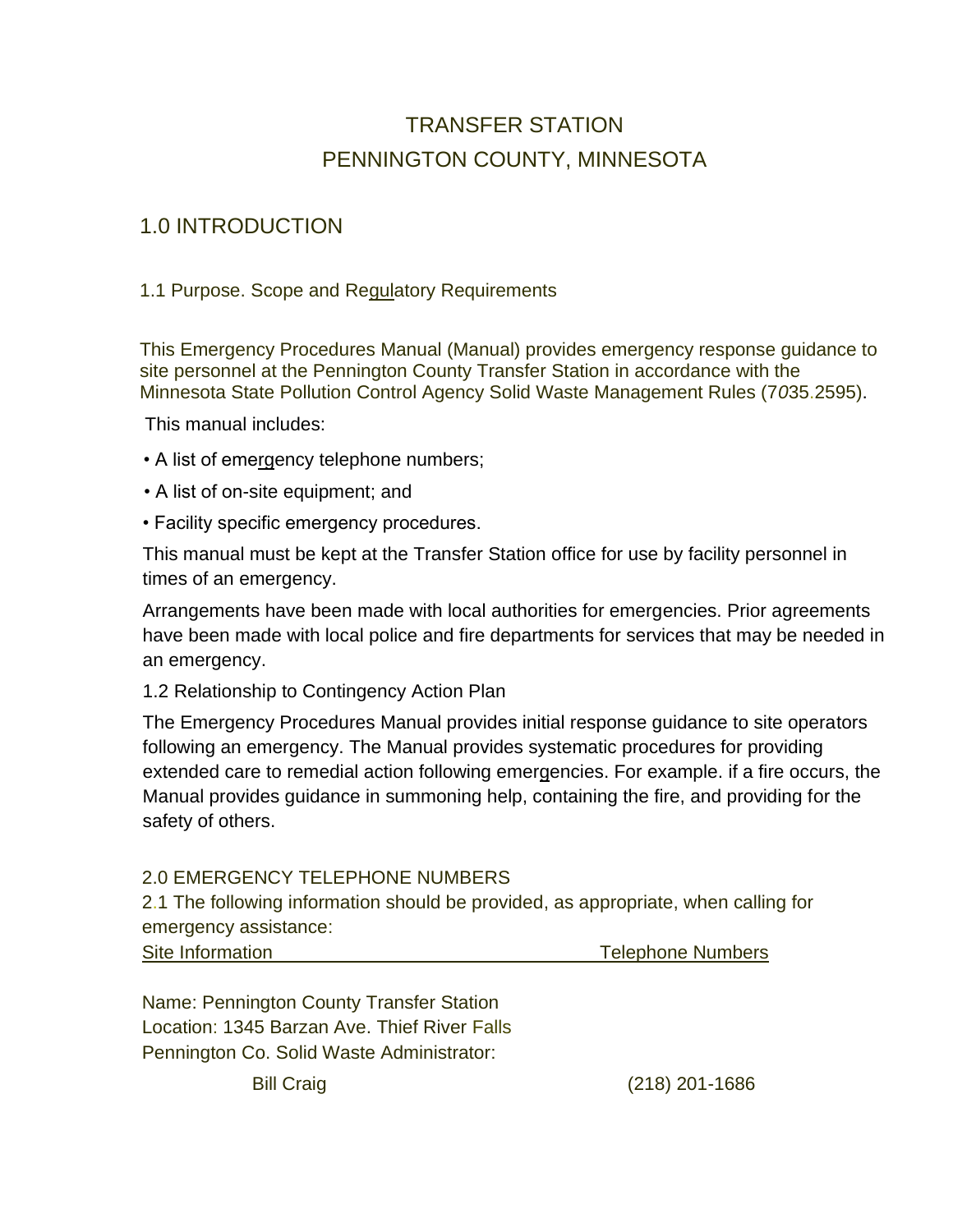# TRANSFER STATION
# PENNINGTON COUNTY, MINNESOTA

## 1.0 INTRODUCTION

### 1.1 Purpose. Scope and Regulatory Requirements

This Emergency Procedures Manual (Manual) provides emergency response guidance to site personnel at the Pennington County Transfer Station in accordance with the Minnesota State Pollution Control Agency Solid Waste Management Rules (7035.2595).

This manual includes:

- A list of emergency telephone numbers;
- A list of on-site equipment; and
- Facility specific emergency procedures.

This manual must be kept at the Transfer Station office for use by facility personnel in times of an emergency.

Arrangements have been made with local authorities for emergencies. Prior agreements have been made with local police and fire departments for services that may be needed in an emergency.

### 1.2 Relationship to Contingency Action Plan

The Emergency Procedures Manual provides initial response guidance to site operators following an emergency. The Manual provides systematic procedures for providing extended care to remedial action following emergencies. For example. if a fire occurs, the Manual provides guidance in summoning help, containing the fire, and providing for the safety of others.

## 2.0 EMERGENCY TELEPHONE NUMBERS

2.1 The following information should be provided, as appropriate, when calling for emergency assistance:

| Site Information | Telephone Numbers |
|---|---|
| Name: Pennington County Transfer Station | |
| Location: 1345 Barzan Ave. Thief River Falls | |
| Pennington Co. Solid Waste Administrator: | |
| Bill Craig | (218) 201-1686 |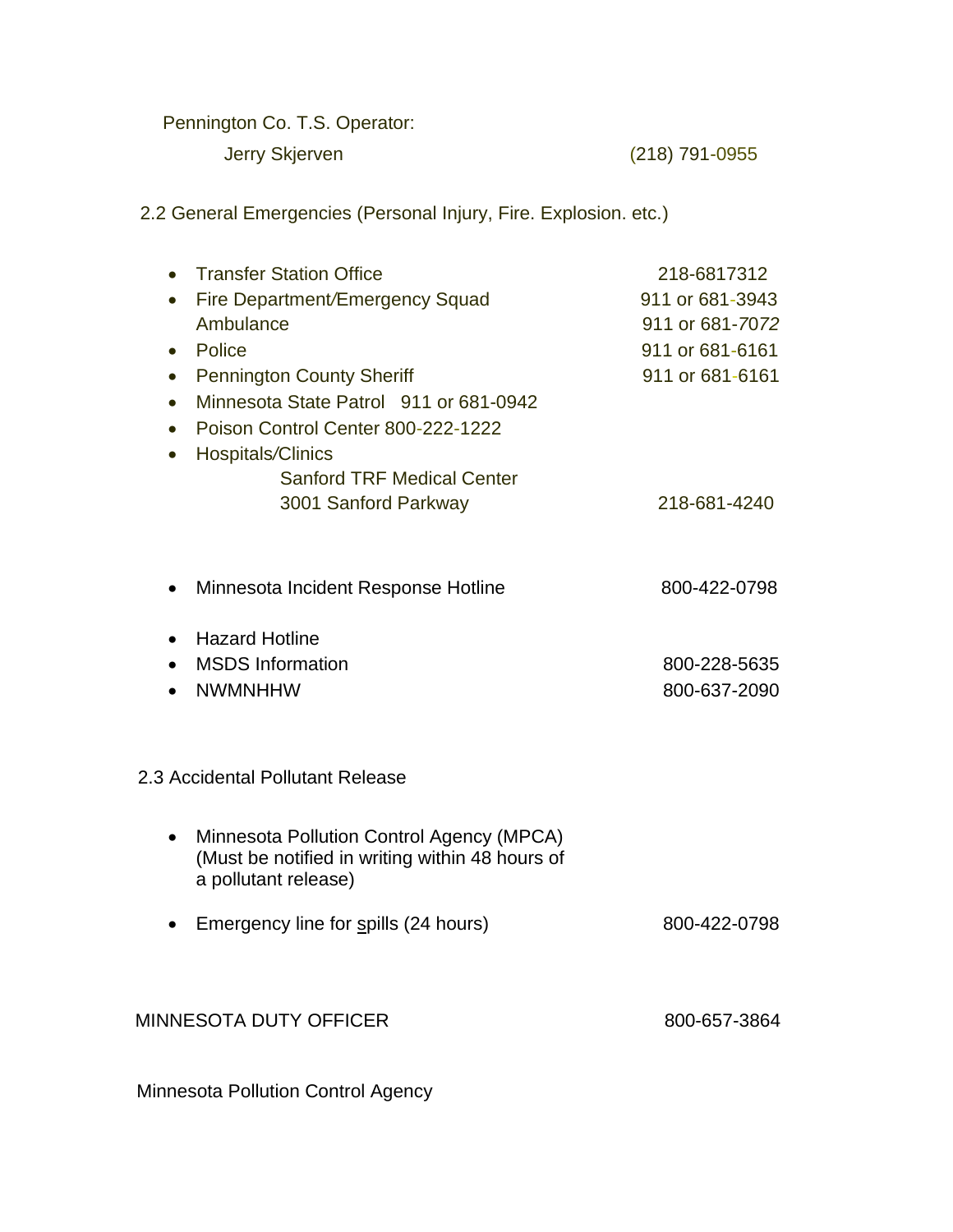Pennington Co. T.S. Operator:

Jerry Skjerven (218) 791-0955

2.2 General Emergencies (Personal Injury, Fire. Explosion. etc.)

- Transfer Station Office 218-6817312
- Fire Department/Emergency Squad 911 or 681-3943
  Ambulance 911 or 681-7072
- Police 911 or 681-6161
- Pennington County Sheriff 911 or 681-6161
- Minnesota State Patrol 911 or 681-0942
- Poison Control Center 800-222-1222
- Hospitals/Clinics
  Sanford TRF Medical Center
  3001 Sanford Parkway 218-681-4240

- Minnesota Incident Response Hotline 800-422-0798

- Hazard Hotline
- MSDS Information 800-228-5635
- NWMNHHW 800-637-2090

2.3 Accidental Pollutant Release

- Minnesota Pollution Control Agency (MPCA) (Must be notified in writing within 48 hours of a pollutant release)

- Emergency line for spills (24 hours) 800-422-0798

MINNESOTA DUTY OFFICER 800-657-3864

Minnesota Pollution Control Agency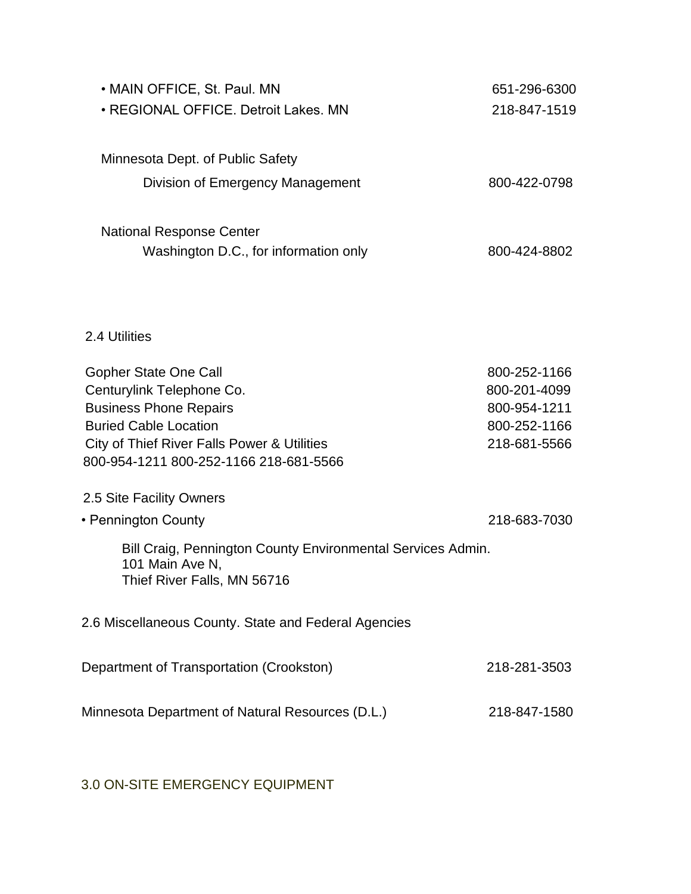- MAIN OFFICE, St. Paul. MN 651-296-6300
- REGIONAL OFFICE. Detroit Lakes. MN 218-847-1519

Minnesota Dept. of Public Safety

Division of Emergency Management 800-422-0798

National Response Center

Washington D.C., for information only 800-424-8802

## 2.4 Utilities

| | |
|---|---|
| Gopher State One Call | 800-252-1166 |
| Centurylink Telephone Co. | 800-201-4099 |
| Business Phone Repairs | 800-954-1211 |
| Buried Cable Location | 800-252-1166 |
| City of Thief River Falls Power & Utilities | 218-681-5566 |

800-954-1211 800-252-1166 218-681-5566

## 2.5 Site Facility Owners

- Pennington County 218-683-7030

Bill Craig, Pennington County Environmental Services Admin.
101 Main Ave N,
Thief River Falls, MN 56716

## 2.6 Miscellaneous County. State and Federal Agencies

Department of Transportation (Crookston) 218-281-3503

Minnesota Department of Natural Resources (D.L.) 218-847-1580

# 3.0 ON-SITE EMERGENCY EQUIPMENT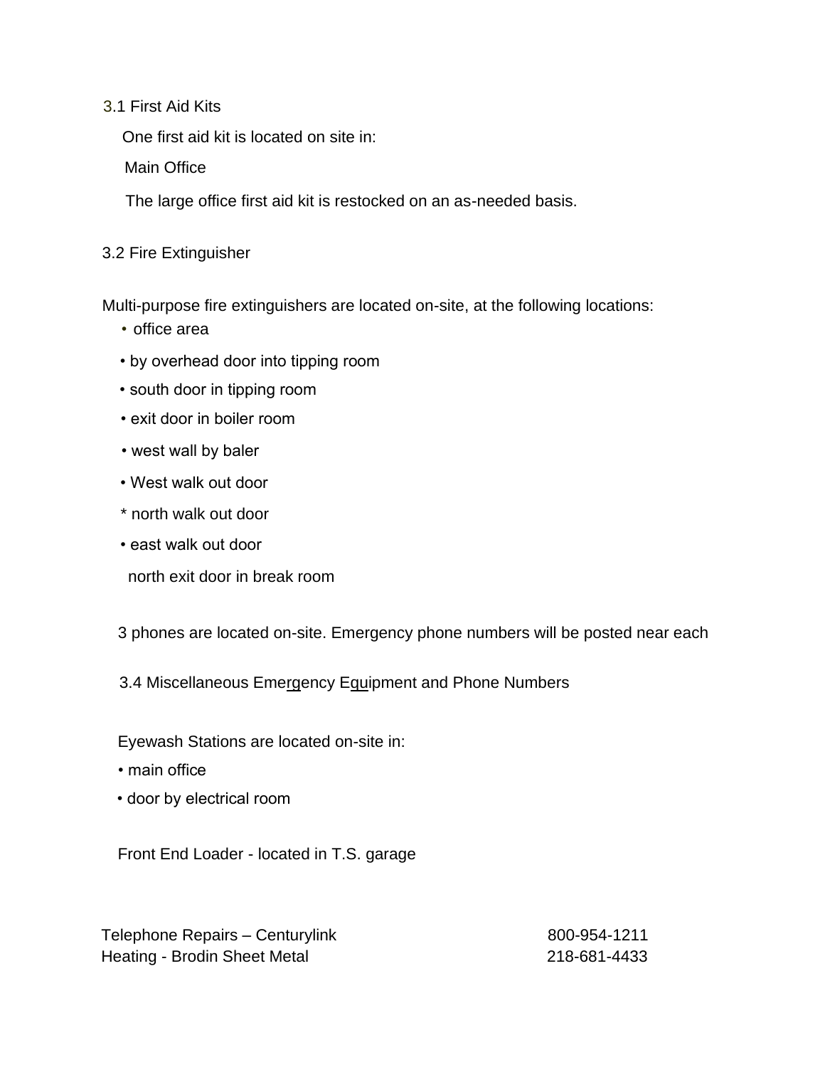### 3.1 First Aid Kits

One first aid kit is located on site in:

Main Office

The large office first aid kit is restocked on an as-needed basis.

### 3.2 Fire Extinguisher

Multi-purpose fire extinguishers are located on-site, at the following locations:

- office area
- by overhead door into tipping room
- south door in tipping room
- exit door in boiler room
- west wall by baler
- West walk out door
- north walk out door
- east walk out door
- north exit door in break room

3 phones are located on-site. Emergency phone numbers will be posted near each

### 3.4 Miscellaneous Emergency Equipment and Phone Numbers

Eyewash Stations are located on-site in:

- main office
- door by electrical room

Front End Loader - located in T.S. garage

| | |
|---|---|
| Telephone Repairs – Centurylink | 800-954-1211 |
| Heating - Brodin Sheet Metal | 218-681-4433 |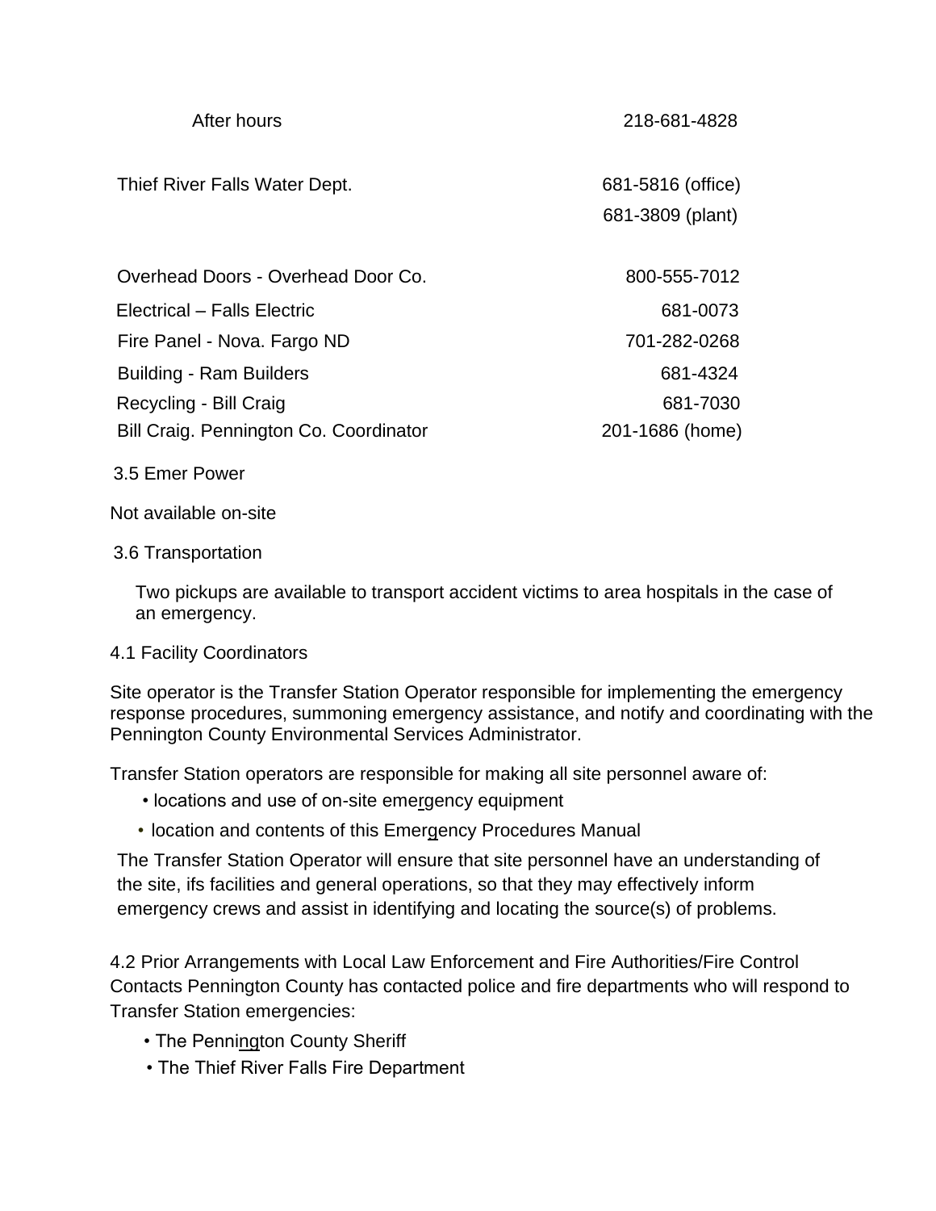| | |
|---|---|
| After hours | 218-681-4828 |
| Thief River Falls Water Dept. | 681-5816 (office) |
| | 681-3809 (plant) |
| Overhead Doors - Overhead Door Co. | 800-555-7012 |
| Electrical – Falls Electric | 681-0073 |
| Fire Panel - Nova. Fargo ND | 701-282-0268 |
| Building - Ram Builders | 681-4324 |
| Recycling - Bill Craig | 681-7030 |
| Bill Craig. Pennington Co. Coordinator | 201-1686 (home) |

3.5 Emer Power

Not available on-site

3.6 Transportation

Two pickups are available to transport accident victims to area hospitals in the case of an emergency.

4.1 Facility Coordinators

Site operator is the Transfer Station Operator responsible for implementing the emergency response procedures, summoning emergency assistance, and notify and coordinating with the Pennington County Environmental Services Administrator.

Transfer Station operators are responsible for making all site personnel aware of:

- locations and use of on-site emergency equipment
- location and contents of this Emergency Procedures Manual

The Transfer Station Operator will ensure that site personnel have an understanding of the site, ifs facilities and general operations, so that they may effectively inform emergency crews and assist in identifying and locating the source(s) of problems.

4.2 Prior Arrangements with Local Law Enforcement and Fire Authorities/Fire Control Contacts Pennington County has contacted police and fire departments who will respond to Transfer Station emergencies:

- The Pennington County Sheriff
- The Thief River Falls Fire Department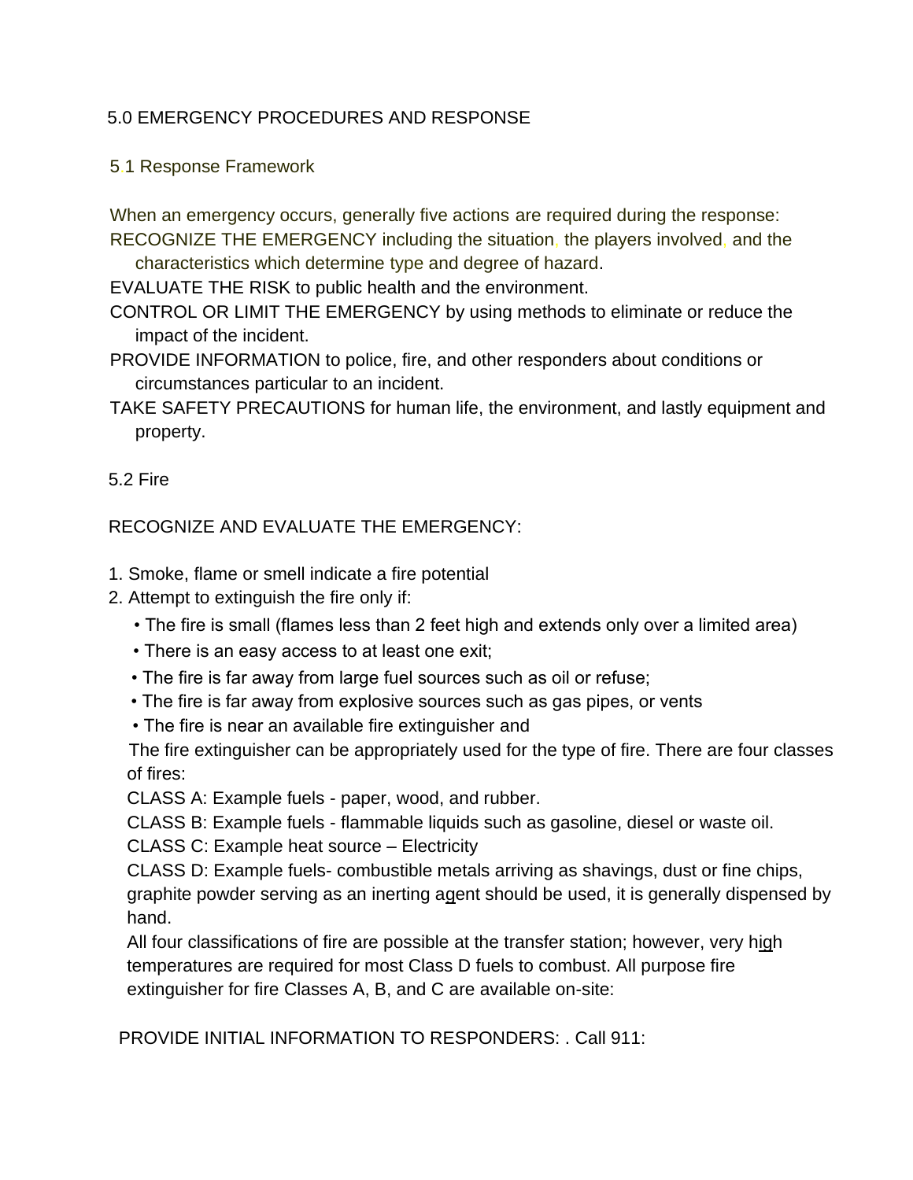# 5.0 EMERGENCY PROCEDURES AND RESPONSE

## 5.1 Response Framework

When an emergency occurs, generally five actions are required during the response:

RECOGNIZE THE EMERGENCY including the situation, the players involved, and the characteristics which determine type and degree of hazard.

EVALUATE THE RISK to public health and the environment.

CONTROL OR LIMIT THE EMERGENCY by using methods to eliminate or reduce the impact of the incident.

PROVIDE INFORMATION to police, fire, and other responders about conditions or circumstances particular to an incident.

TAKE SAFETY PRECAUTIONS for human life, the environment, and lastly equipment and property.

## 5.2 Fire

RECOGNIZE AND EVALUATE THE EMERGENCY:

1. Smoke, flame or smell indicate a fire potential
2. Attempt to extinguish the fire only if:
   - The fire is small (flames less than 2 feet high and extends only over a limited area)
   - There is an easy access to at least one exit;
   - The fire is far away from large fuel sources such as oil or refuse;
   - The fire is far away from explosive sources such as gas pipes, or vents
   - The fire is near an available fire extinguisher and

   The fire extinguisher can be appropriately used for the type of fire. There are four classes of fires:

   CLASS A: Example fuels - paper, wood, and rubber.

   CLASS B: Example fuels - flammable liquids such as gasoline, diesel or waste oil.

   CLASS C: Example heat source – Electricity

   CLASS D: Example fuels- combustible metals arriving as shavings, dust or fine chips, graphite powder serving as an inerting agent should be used, it is generally dispensed by hand.

   All four classifications of fire are possible at the transfer station; however, very high temperatures are required for most Class D fuels to combust. All purpose fire extinguisher for fire Classes A, B, and C are available on-site:

PROVIDE INITIAL INFORMATION TO RESPONDERS: . Call 911: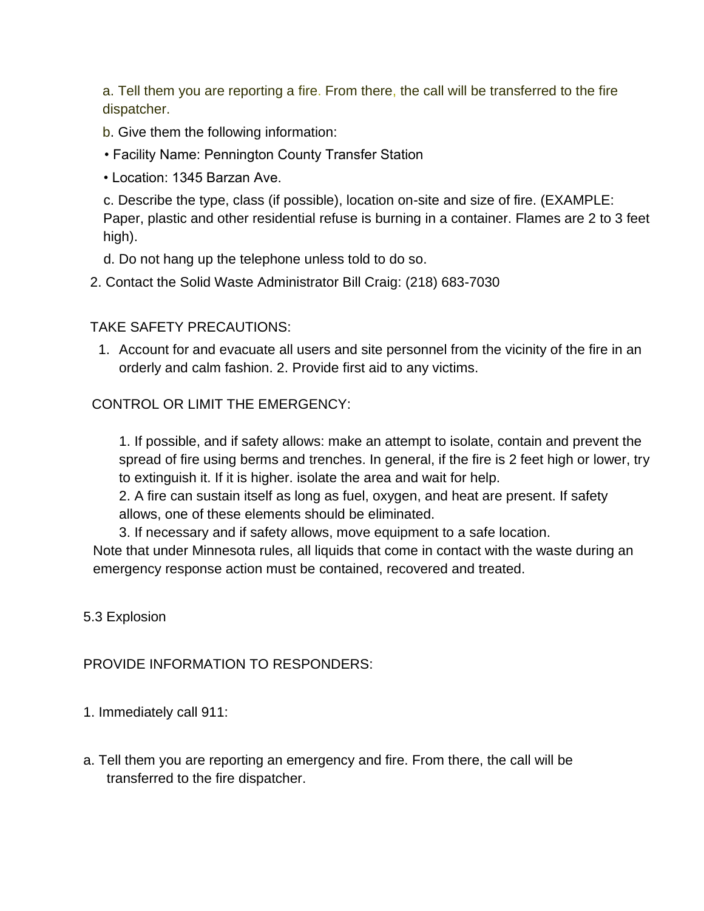a. Tell them you are reporting a fire. From there, the call will be transferred to the fire dispatcher.

b. Give them the following information:

• Facility Name: Pennington County Transfer Station

• Location: 1345 Barzan Ave.

c. Describe the type, class (if possible), location on-site and size of fire. (EXAMPLE: Paper, plastic and other residential refuse is burning in a container. Flames are 2 to 3 feet high).

d. Do not hang up the telephone unless told to do so.

2. Contact the Solid Waste Administrator Bill Craig: (218) 683-7030

TAKE SAFETY PRECAUTIONS:

1. Account for and evacuate all users and site personnel from the vicinity of the fire in an orderly and calm fashion. 2. Provide first aid to any victims.

CONTROL OR LIMIT THE EMERGENCY:

1. If possible, and if safety allows: make an attempt to isolate, contain and prevent the spread of fire using berms and trenches. In general, if the fire is 2 feet high or lower, try to extinguish it. If it is higher. isolate the area and wait for help.
2. A fire can sustain itself as long as fuel, oxygen, and heat are present. If safety allows, one of these elements should be eliminated.
3. If necessary and if safety allows, move equipment to a safe location.

Note that under Minnesota rules, all liquids that come in contact with the waste during an emergency response action must be contained, recovered and treated.

5.3 Explosion

PROVIDE INFORMATION TO RESPONDERS:

1. Immediately call 911:

a. Tell them you are reporting an emergency and fire. From there, the call will be transferred to the fire dispatcher.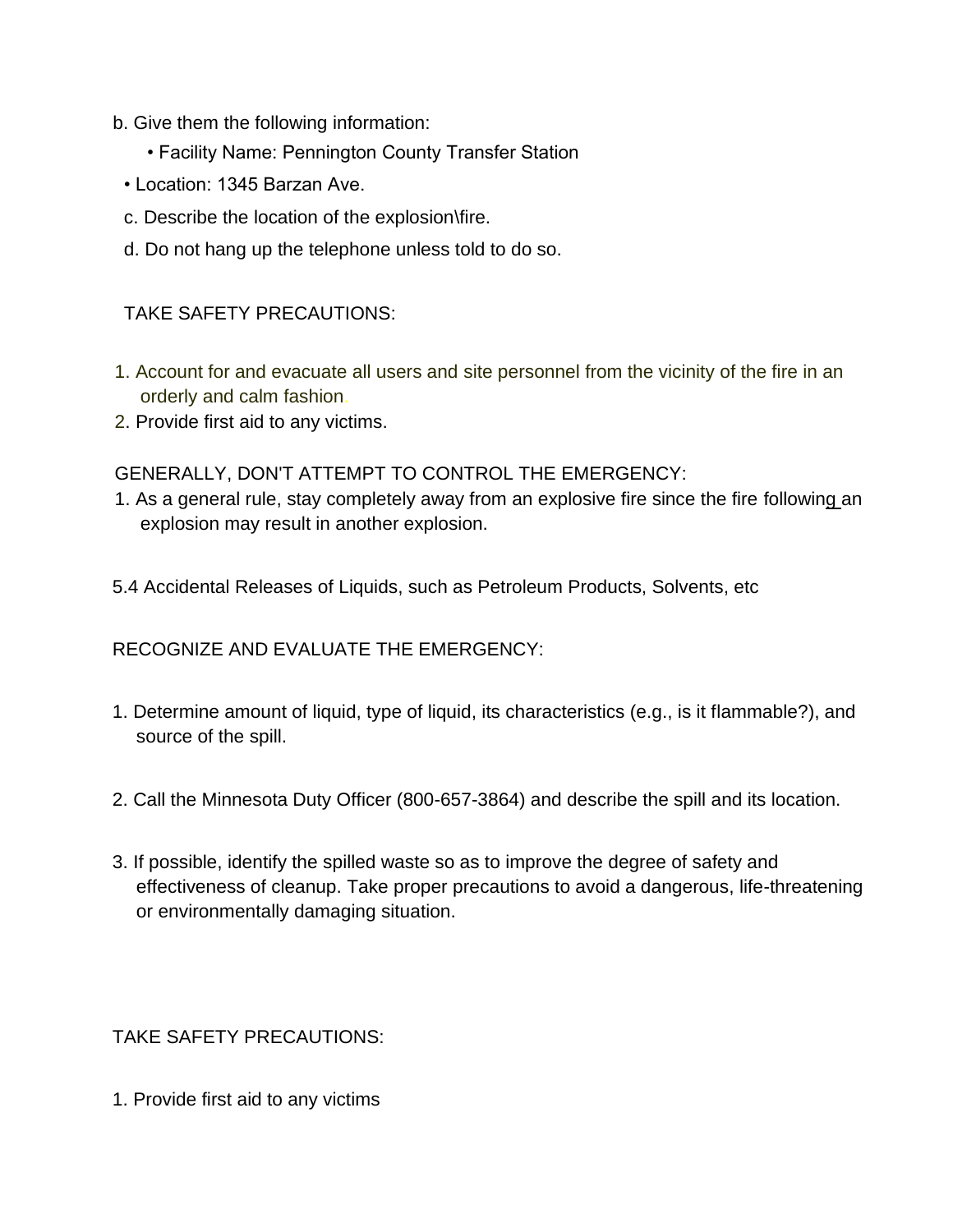b. Give them the following information:

- Facility Name: Pennington County Transfer Station
- Location: 1345 Barzan Ave.

c. Describe the location of the explosion\fire.

d. Do not hang up the telephone unless told to do so.

TAKE SAFETY PRECAUTIONS:

1. Account for and evacuate all users and site personnel from the vicinity of the fire in an orderly and calm fashion.
2. Provide first aid to any victims.

GENERALLY, DON'T ATTEMPT TO CONTROL THE EMERGENCY:

1. As a general rule, stay completely away from an explosive fire since the fire following an explosion may result in another explosion.

5.4 Accidental Releases of Liquids, such as Petroleum Products, Solvents, etc

RECOGNIZE AND EVALUATE THE EMERGENCY:

1. Determine amount of liquid, type of liquid, its characteristics (e.g., is it flammable?), and source of the spill.

2. Call the Minnesota Duty Officer (800-657-3864) and describe the spill and its location.

3. If possible, identify the spilled waste so as to improve the degree of safety and effectiveness of cleanup. Take proper precautions to avoid a dangerous, life-threatening or environmentally damaging situation.

TAKE SAFETY PRECAUTIONS:

1. Provide first aid to any victims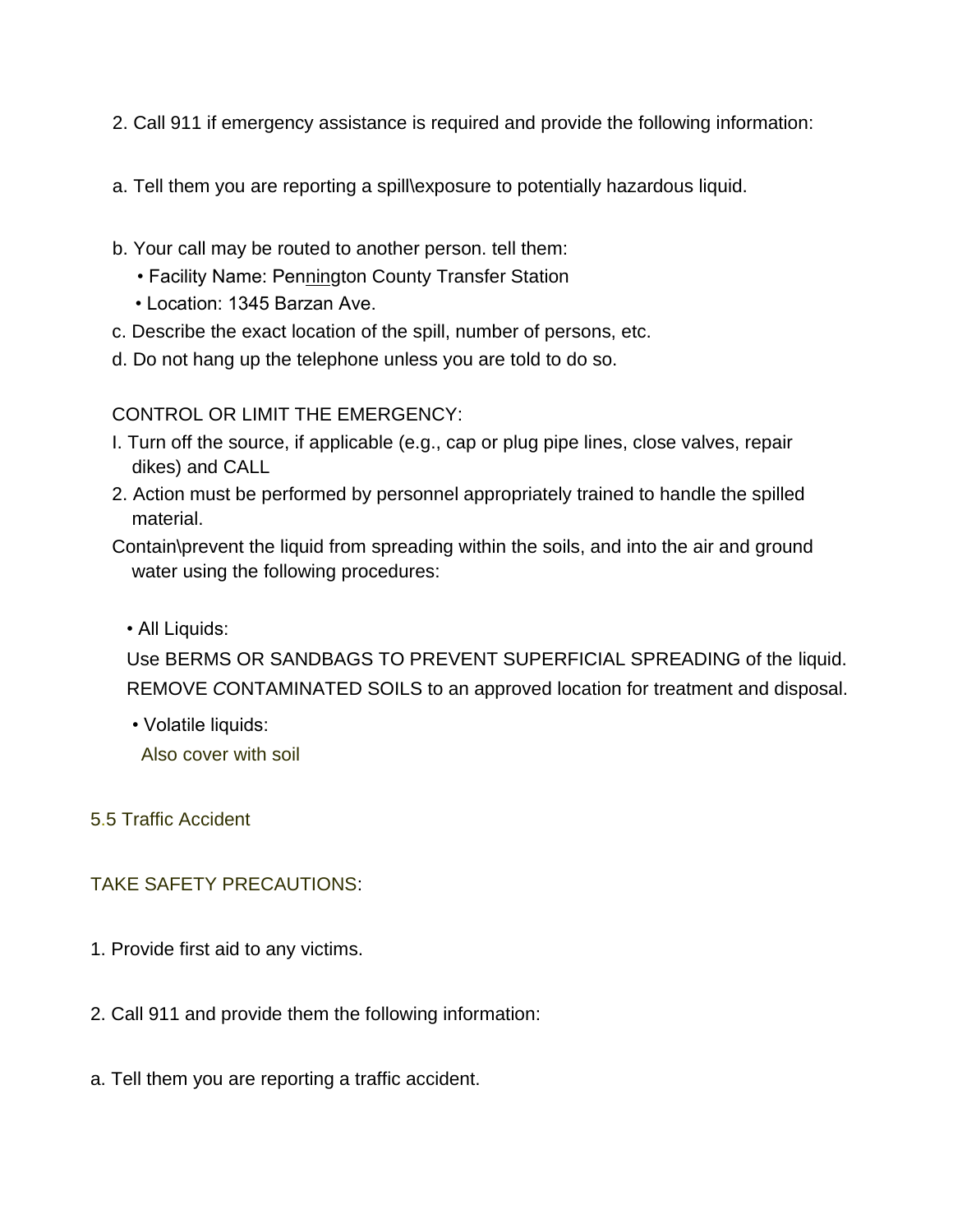2. Call 911 if emergency assistance is required and provide the following information:

a. Tell them you are reporting a spill\exposure to potentially hazardous liquid.

b. Your call may be routed to another person. tell them:
- Facility Name: Pennington County Transfer Station
- Location: 1345 Barzan Ave.

c. Describe the exact location of the spill, number of persons, etc.
d. Do not hang up the telephone unless you are told to do so.

CONTROL OR LIMIT THE EMERGENCY:

I. Turn off the source, if applicable (e.g., cap or plug pipe lines, close valves, repair dikes) and CALL

2. Action must be performed by personnel appropriately trained to handle the spilled material.

Contain\prevent the liquid from spreading within the soils, and into the air and ground water using the following procedures:

- All Liquids:

  Use BERMS OR SANDBAGS TO PREVENT SUPERFICIAL SPREADING of the liquid. REMOVE CONTAMINATED SOILS to an approved location for treatment and disposal.

- Volatile liquids:

  Also cover with soil

## 5.5 Traffic Accident

TAKE SAFETY PRECAUTIONS:

1. Provide first aid to any victims.

2. Call 911 and provide them the following information:

a. Tell them you are reporting a traffic accident.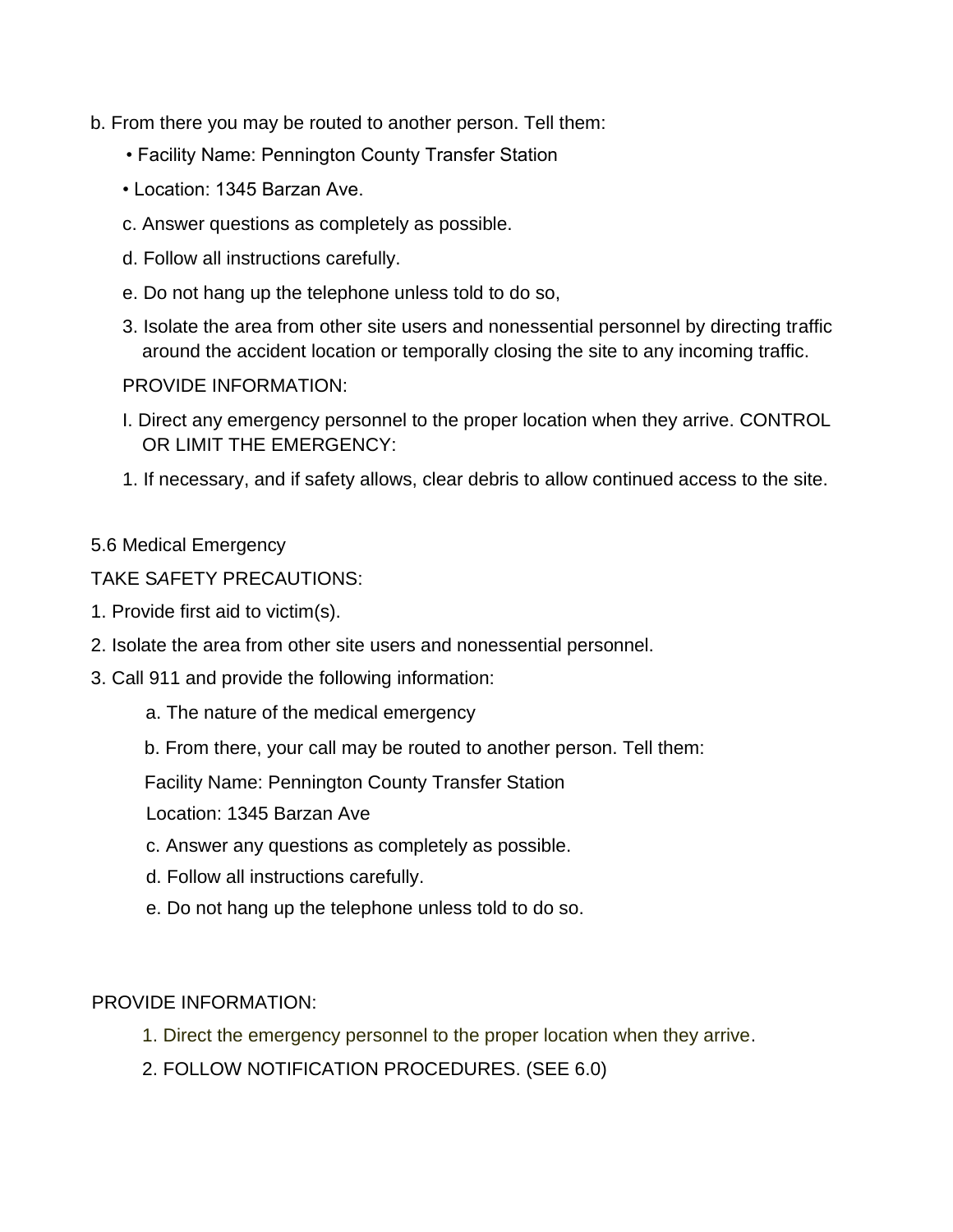b. From there you may be routed to another person. Tell them:

- Facility Name: Pennington County Transfer Station
- Location: 1345 Barzan Ave.

c. Answer questions as completely as possible.

d. Follow all instructions carefully.

e. Do not hang up the telephone unless told to do so,

3. Isolate the area from other site users and nonessential personnel by directing traffic around the accident location or temporally closing the site to any incoming traffic.

PROVIDE INFORMATION:

I. Direct any emergency personnel to the proper location when they arrive. CONTROL OR LIMIT THE EMERGENCY:

1. If necessary, and if safety allows, clear debris to allow continued access to the site.

## 5.6 Medical Emergency

TAKE SAFETY PRECAUTIONS:

1. Provide first aid to victim(s).
2. Isolate the area from other site users and nonessential personnel.
3. Call 911 and provide the following information:

   a. The nature of the medical emergency

   b. From there, your call may be routed to another person. Tell them:

   Facility Name: Pennington County Transfer Station

   Location: 1345 Barzan Ave

   c. Answer any questions as completely as possible.

   d. Follow all instructions carefully.

   e. Do not hang up the telephone unless told to do so.

PROVIDE INFORMATION:

1. Direct the emergency personnel to the proper location when they arrive.
2. FOLLOW NOTIFICATION PROCEDURES. (SEE 6.0)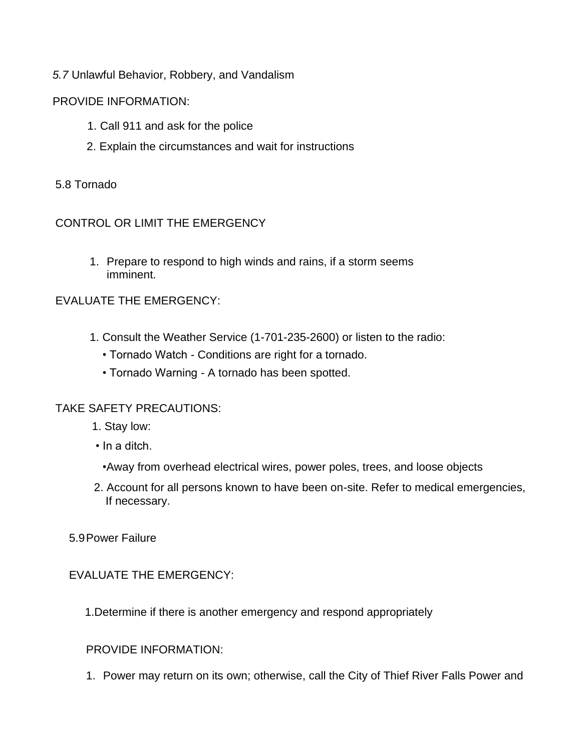## *5.7* Unlawful Behavior, Robbery, and Vandalism

PROVIDE INFORMATION:

1. Call 911 and ask for the police
2. Explain the circumstances and wait for instructions

## 5.8 Tornado

CONTROL OR LIMIT THE EMERGENCY

1. Prepare to respond to high winds and rains, if a storm seems imminent.

EVALUATE THE EMERGENCY:

1. Consult the Weather Service (1-701-235-2600) or listen to the radio:
   - Tornado Watch - Conditions are right for a tornado.
   - Tornado Warning - A tornado has been spotted.

TAKE SAFETY PRECAUTIONS:

1. Stay low:
   - In a ditch.
   - Away from overhead electrical wires, power poles, trees, and loose objects
2. Account for all persons known to have been on-site. Refer to medical emergencies, If necessary.

## 5.9 Power Failure

EVALUATE THE EMERGENCY:

1. Determine if there is another emergency and respond appropriately

PROVIDE INFORMATION:

1. Power may return on its own; otherwise, call the City of Thief River Falls Power and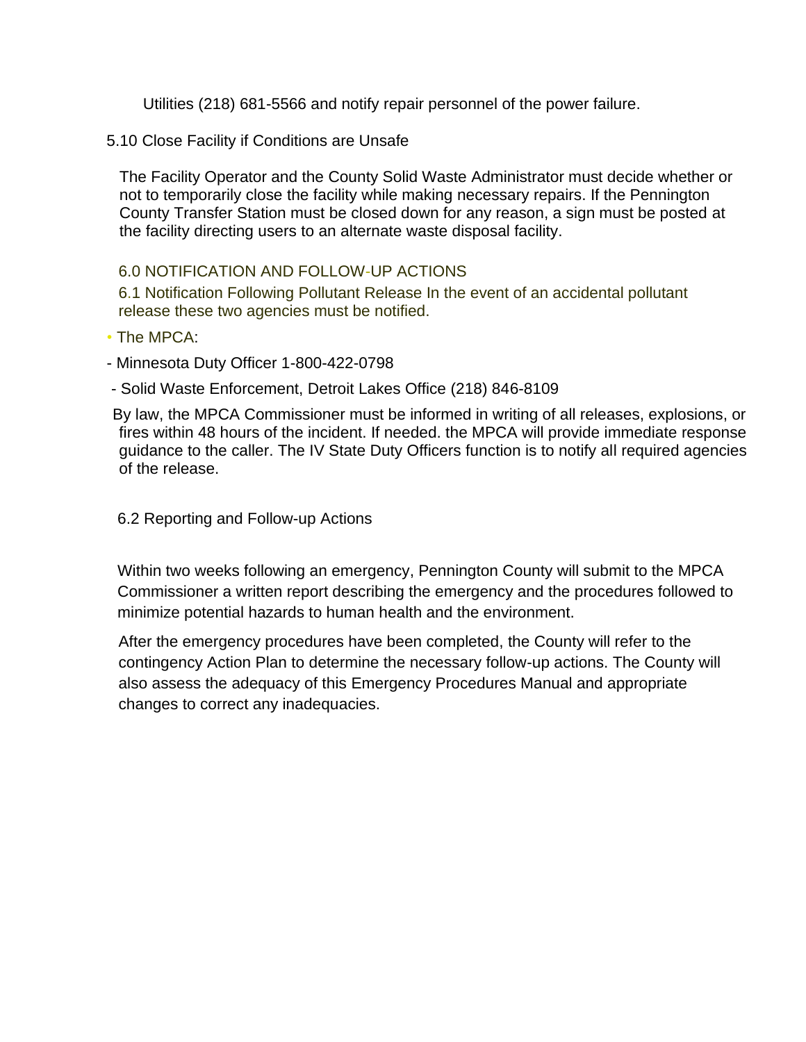Utilities (218) 681-5566 and notify repair personnel of the power failure.

### 5.10 Close Facility if Conditions are Unsafe

The Facility Operator and the County Solid Waste Administrator must decide whether or not to temporarily close the facility while making necessary repairs. If the Pennington County Transfer Station must be closed down for any reason, a sign must be posted at the facility directing users to an alternate waste disposal facility.

## 6.0 NOTIFICATION AND FOLLOW-UP ACTIONS

### 6.1 Notification Following Pollutant Release

In the event of an accidental pollutant release these two agencies must be notified.

- The MPCA:

- Minnesota Duty Officer 1-800-422-0798
- Solid Waste Enforcement, Detroit Lakes Office (218) 846-8109

By law, the MPCA Commissioner must be informed in writing of all releases, explosions, or fires within 48 hours of the incident. If needed. the MPCA will provide immediate response guidance to the caller. The IV State Duty Officers function is to notify all required agencies of the release.

### 6.2 Reporting and Follow-up Actions

Within two weeks following an emergency, Pennington County will submit to the MPCA Commissioner a written report describing the emergency and the procedures followed to minimize potential hazards to human health and the environment.

After the emergency procedures have been completed, the County will refer to the contingency Action Plan to determine the necessary follow-up actions. The County will also assess the adequacy of this Emergency Procedures Manual and appropriate changes to correct any inadequacies.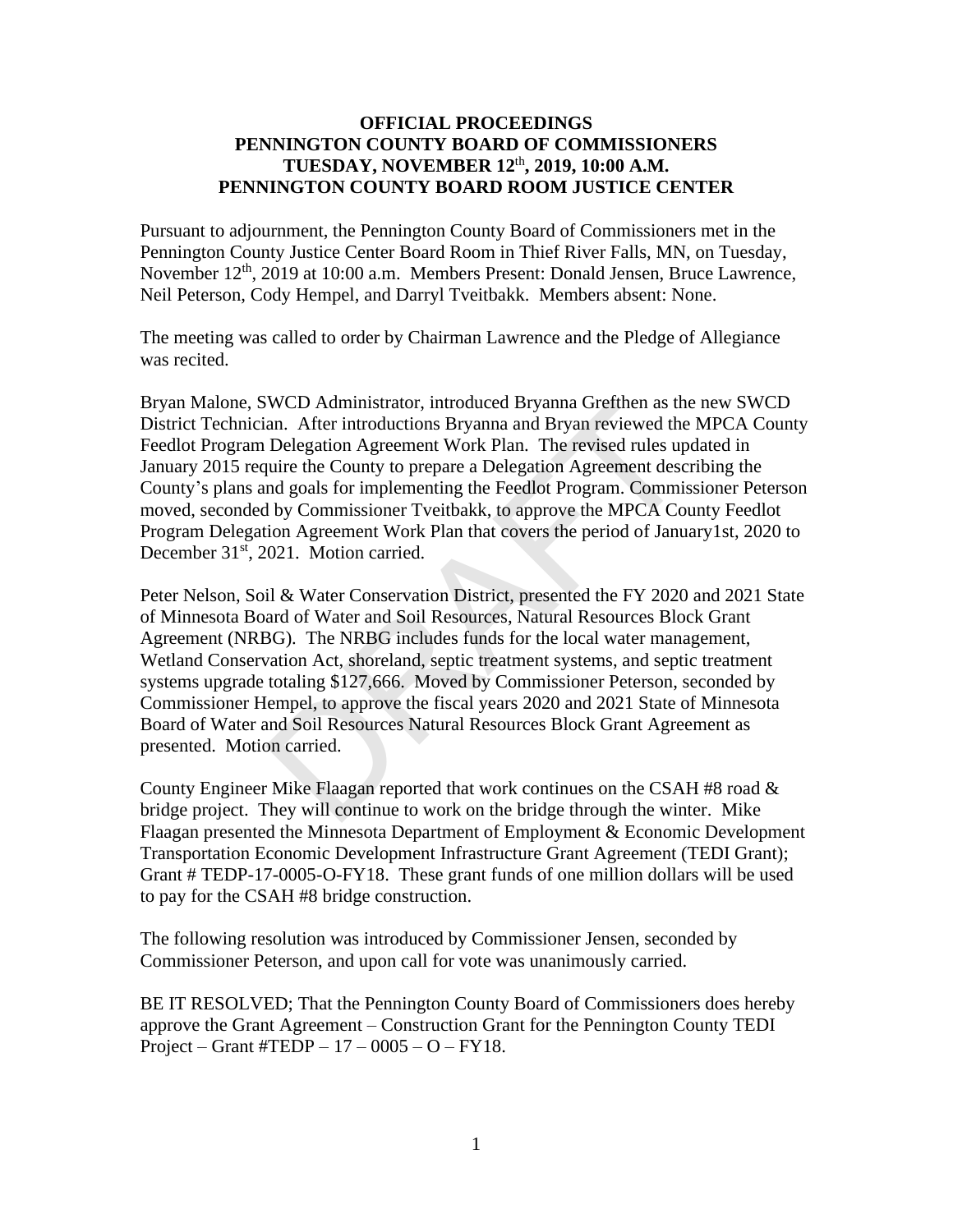**OFFICIAL PROCEEDINGS**
**PENNINGTON COUNTY BOARD OF COMMISSIONERS**
**TUESDAY, NOVEMBER 12th, 2019, 10:00 A.M.**
**PENNINGTON COUNTY BOARD ROOM JUSTICE CENTER**

Pursuant to adjournment, the Pennington County Board of Commissioners met in the Pennington County Justice Center Board Room in Thief River Falls, MN, on Tuesday, November 12th, 2019 at 10:00 a.m. Members Present: Donald Jensen, Bruce Lawrence, Neil Peterson, Cody Hempel, and Darryl Tveitbakk. Members absent: None.

The meeting was called to order by Chairman Lawrence and the Pledge of Allegiance was recited.

Bryan Malone, SWCD Administrator, introduced Bryanna Grefthen as the new SWCD District Technician. After introductions Bryanna and Bryan reviewed the MPCA County Feedlot Program Delegation Agreement Work Plan. The revised rules updated in January 2015 require the County to prepare a Delegation Agreement describing the County's plans and goals for implementing the Feedlot Program. Commissioner Peterson moved, seconded by Commissioner Tveitbakk, to approve the MPCA County Feedlot Program Delegation Agreement Work Plan that covers the period of January1st, 2020 to December 31st, 2021. Motion carried.

Peter Nelson, Soil & Water Conservation District, presented the FY 2020 and 2021 State of Minnesota Board of Water and Soil Resources, Natural Resources Block Grant Agreement (NRBG). The NRBG includes funds for the local water management, Wetland Conservation Act, shoreland, septic treatment systems, and septic treatment systems upgrade totaling $127,666. Moved by Commissioner Peterson, seconded by Commissioner Hempel, to approve the fiscal years 2020 and 2021 State of Minnesota Board of Water and Soil Resources Natural Resources Block Grant Agreement as presented. Motion carried.

County Engineer Mike Flaagan reported that work continues on the CSAH #8 road & bridge project. They will continue to work on the bridge through the winter. Mike Flaagan presented the Minnesota Department of Employment & Economic Development Transportation Economic Development Infrastructure Grant Agreement (TEDI Grant); Grant # TEDP-17-0005-O-FY18. These grant funds of one million dollars will be used to pay for the CSAH #8 bridge construction.

The following resolution was introduced by Commissioner Jensen, seconded by Commissioner Peterson, and upon call for vote was unanimously carried.

BE IT RESOLVED; That the Pennington County Board of Commissioners does hereby approve the Grant Agreement – Construction Grant for the Pennington County TEDI Project – Grant #TEDP – 17 – 0005 – O – FY18.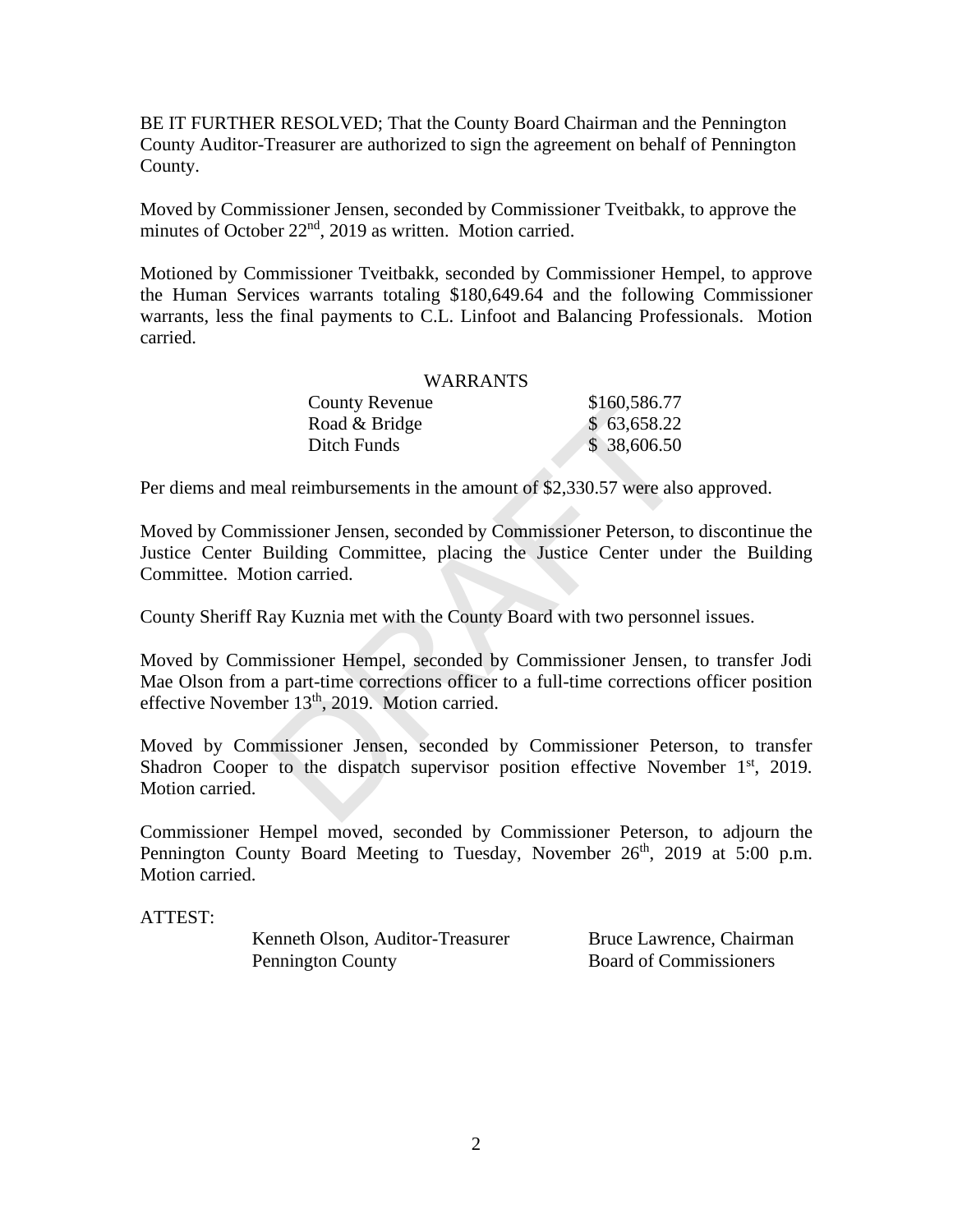BE IT FURTHER RESOLVED; That the County Board Chairman and the Pennington County Auditor-Treasurer are authorized to sign the agreement on behalf of Pennington County.

Moved by Commissioner Jensen, seconded by Commissioner Tveitbakk, to approve the minutes of October 22nd, 2019 as written. Motion carried.

Motioned by Commissioner Tveitbakk, seconded by Commissioner Hempel, to approve the Human Services warrants totaling $180,649.64 and the following Commissioner warrants, less the final payments to C.L. Linfoot and Balancing Professionals. Motion carried.

| WARRANTS | |
|---|---|
| County Revenue | $160,586.77 |
| Road & Bridge | $ 63,658.22 |
| Ditch Funds | $ 38,606.50 |

Per diems and meal reimbursements in the amount of $2,330.57 were also approved.

Moved by Commissioner Jensen, seconded by Commissioner Peterson, to discontinue the Justice Center Building Committee, placing the Justice Center under the Building Committee. Motion carried.

County Sheriff Ray Kuznia met with the County Board with two personnel issues.

Moved by Commissioner Hempel, seconded by Commissioner Jensen, to transfer Jodi Mae Olson from a part-time corrections officer to a full-time corrections officer position effective November 13th, 2019. Motion carried.

Moved by Commissioner Jensen, seconded by Commissioner Peterson, to transfer Shadron Cooper to the dispatch supervisor position effective November 1st, 2019. Motion carried.

Commissioner Hempel moved, seconded by Commissioner Peterson, to adjourn the Pennington County Board Meeting to Tuesday, November 26th, 2019 at 5:00 p.m. Motion carried.

ATTEST:

Kenneth Olson, Auditor-Treasurer
Pennington County

Bruce Lawrence, Chairman
Board of Commissioners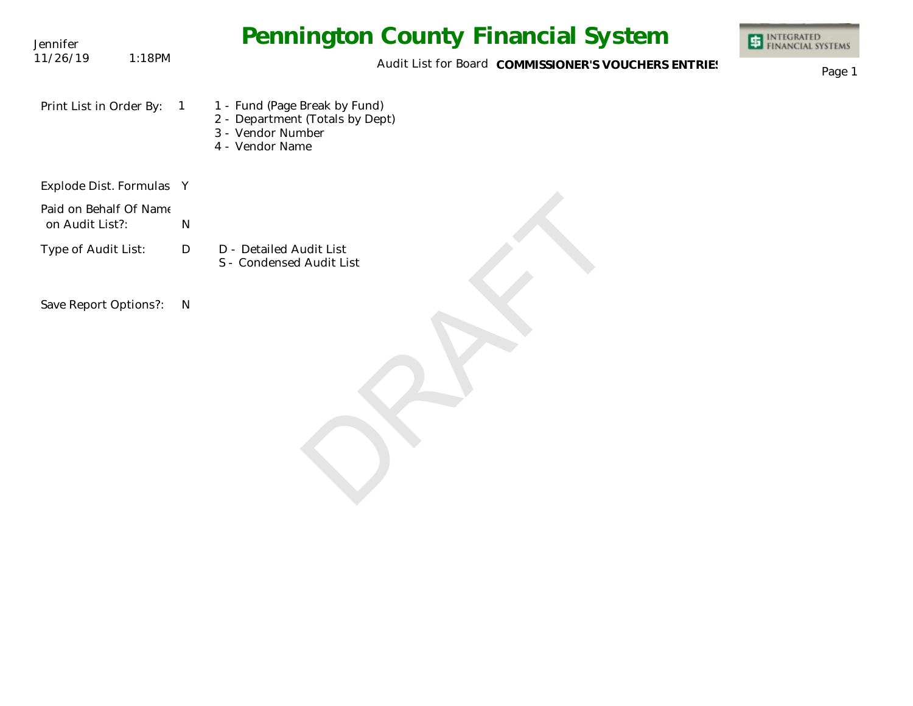# Pennington County Financial System

Audit List for Board **COMMISSIONER'S VOUCHERS ENTRIES**

Jennifer
11/26/19 1:18PM

| | | |
|---|---|---|
| Print List in Order By: | 1 | 1 - Fund (Page Break by Fund)<br>2 - Department (Totals by Dept)<br>3 - Vendor Number<br>4 - Vendor Name |
| Explode Dist. Formulas | Y | |
| Paid on Behalf Of Name on Audit List?: | N | |
| Type of Audit List: | D | D - Detailed Audit List<br>S - Condensed Audit List |
| Save Report Options?: | N | |

DRAFT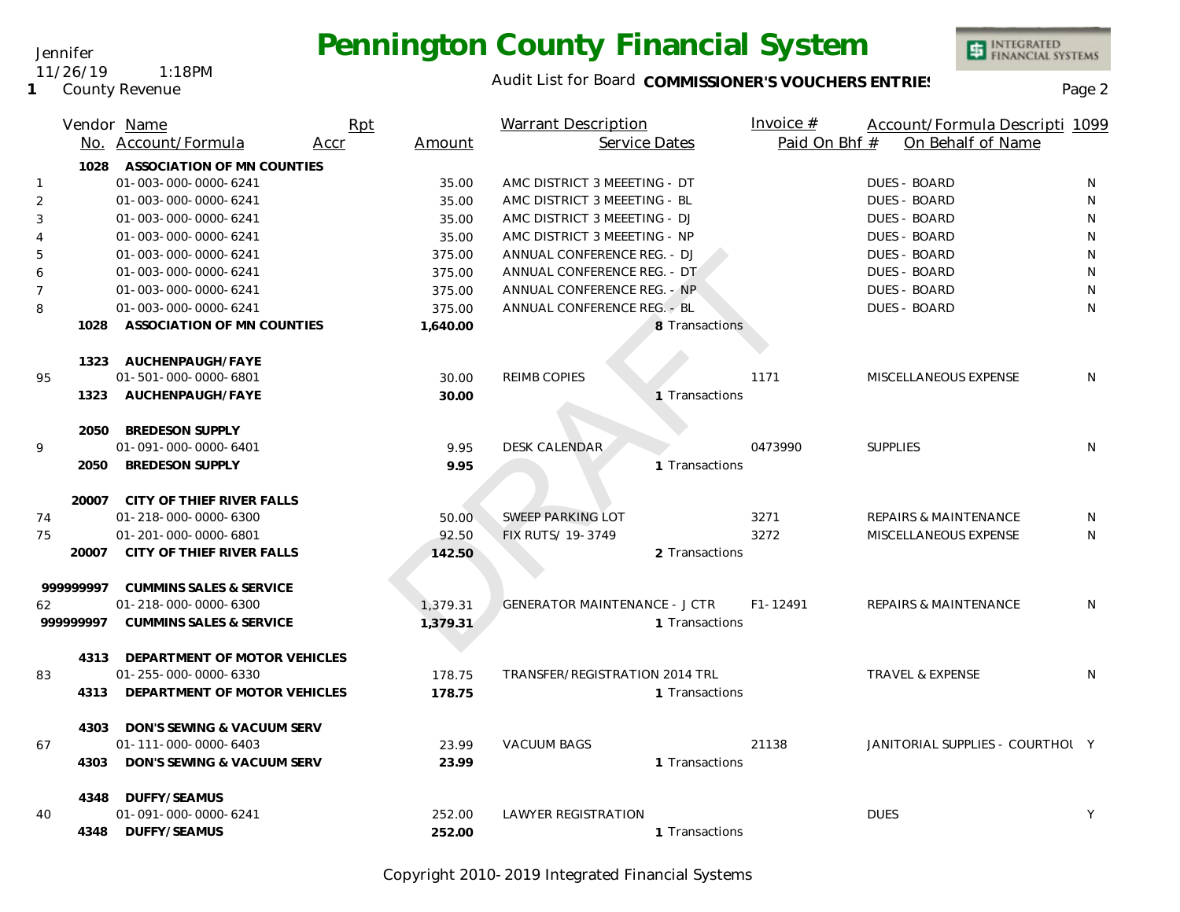# Pennington County Financial System

Jennifer
11/26/19 1:18PM
1 County Revenue

Audit List for Board **COMMISSIONER'S VOUCHERS ENTRIES**

| | Vendor No. | Name / Account/Formula | Rpt Accr | Amount | Warrant Description / Service Dates | Invoice # / Paid On Bhf # | Account/Formula Description / On Behalf of Name | 1099 |
|---|---|---|---|---|---|---|---|---|
| | 1028 | **ASSOCIATION OF MN COUNTIES** | | | | | | |
| 1 | | 01-003-000-0000-6241 | | 35.00 | AMC DISTRICT 3 MEEETING - DT | | DUES - BOARD | N |
| 2 | | 01-003-000-0000-6241 | | 35.00 | AMC DISTRICT 3 MEEETING - BL | | DUES - BOARD | N |
| 3 | | 01-003-000-0000-6241 | | 35.00 | AMC DISTRICT 3 MEEETING - DJ | | DUES - BOARD | N |
| 4 | | 01-003-000-0000-6241 | | 35.00 | AMC DISTRICT 3 MEEETING - NP | | DUES - BOARD | N |
| 5 | | 01-003-000-0000-6241 | | 375.00 | ANNUAL CONFERENCE REG. - DJ | | DUES - BOARD | N |
| 6 | | 01-003-000-0000-6241 | | 375.00 | ANNUAL CONFERENCE REG. - DT | | DUES - BOARD | N |
| 7 | | 01-003-000-0000-6241 | | 375.00 | ANNUAL CONFERENCE REG. - NP | | DUES - BOARD | N |
| 8 | | 01-003-000-0000-6241 | | 375.00 | ANNUAL CONFERENCE REG. - BL | | DUES - BOARD | N |
| | 1028 | **ASSOCIATION OF MN COUNTIES** | | **1,640.00** | 8 Transactions | | | |
| | 1323 | **AUCHENPAUGH/FAYE** | | | | | | |
| 95 | | 01-501-000-0000-6801 | | 30.00 | REIMB COPIES | 1171 | MISCELLANEOUS EXPENSE | N |
| | 1323 | **AUCHENPAUGH/FAYE** | | **30.00** | 1 Transactions | | | |
| | 2050 | **BREDESON SUPPLY** | | | | | | |
| 9 | | 01-091-000-0000-6401 | | 9.95 | DESK CALENDAR | 0473990 | SUPPLIES | N |
| | 2050 | **BREDESON SUPPLY** | | **9.95** | 1 Transactions | | | |
| | 20007 | **CITY OF THIEF RIVER FALLS** | | | | | | |
| 74 | | 01-218-000-0000-6300 | | 50.00 | SWEEP PARKING LOT | 3271 | REPAIRS & MAINTENANCE | N |
| 75 | | 01-201-000-0000-6801 | | 92.50 | FIX RUTS/ 19-3749 | 3272 | MISCELLANEOUS EXPENSE | N |
| | 20007 | **CITY OF THIEF RIVER FALLS** | | **142.50** | 2 Transactions | | | |
| | 999999997 | **CUMMINS SALES & SERVICE** | | | | | | |
| 62 | | 01-218-000-0000-6300 | | 1,379.31 | GENERATOR MAINTENANCE - J CTR | F1-12491 | REPAIRS & MAINTENANCE | N |
| | 999999997 | **CUMMINS SALES & SERVICE** | | **1,379.31** | 1 Transactions | | | |
| | 4313 | **DEPARTMENT OF MOTOR VEHICLES** | | | | | | |
| 83 | | 01-255-000-0000-6330 | | 178.75 | TRANSFER/REGISTRATION 2014 TRL | | TRAVEL & EXPENSE | N |
| | 4313 | **DEPARTMENT OF MOTOR VEHICLES** | | **178.75** | 1 Transactions | | | |
| | 4303 | **DON'S SEWING & VACUUM SERV** | | | | | | |
| 67 | | 01-111-000-0000-6403 | | 23.99 | VACUUM BAGS | 21138 | JANITORIAL SUPPLIES - COURTHOU | Y |
| | 4303 | **DON'S SEWING & VACUUM SERV** | | **23.99** | 1 Transactions | | | |
| | 4348 | **DUFFY/SEAMUS** | | | | | | |
| 40 | | 01-091-000-0000-6241 | | 252.00 | LAWYER REGISTRATION | | DUES | Y |
| | 4348 | **DUFFY/SEAMUS** | | **252.00** | 1 Transactions | | | |

Copyright 2010-2019 Integrated Financial Systems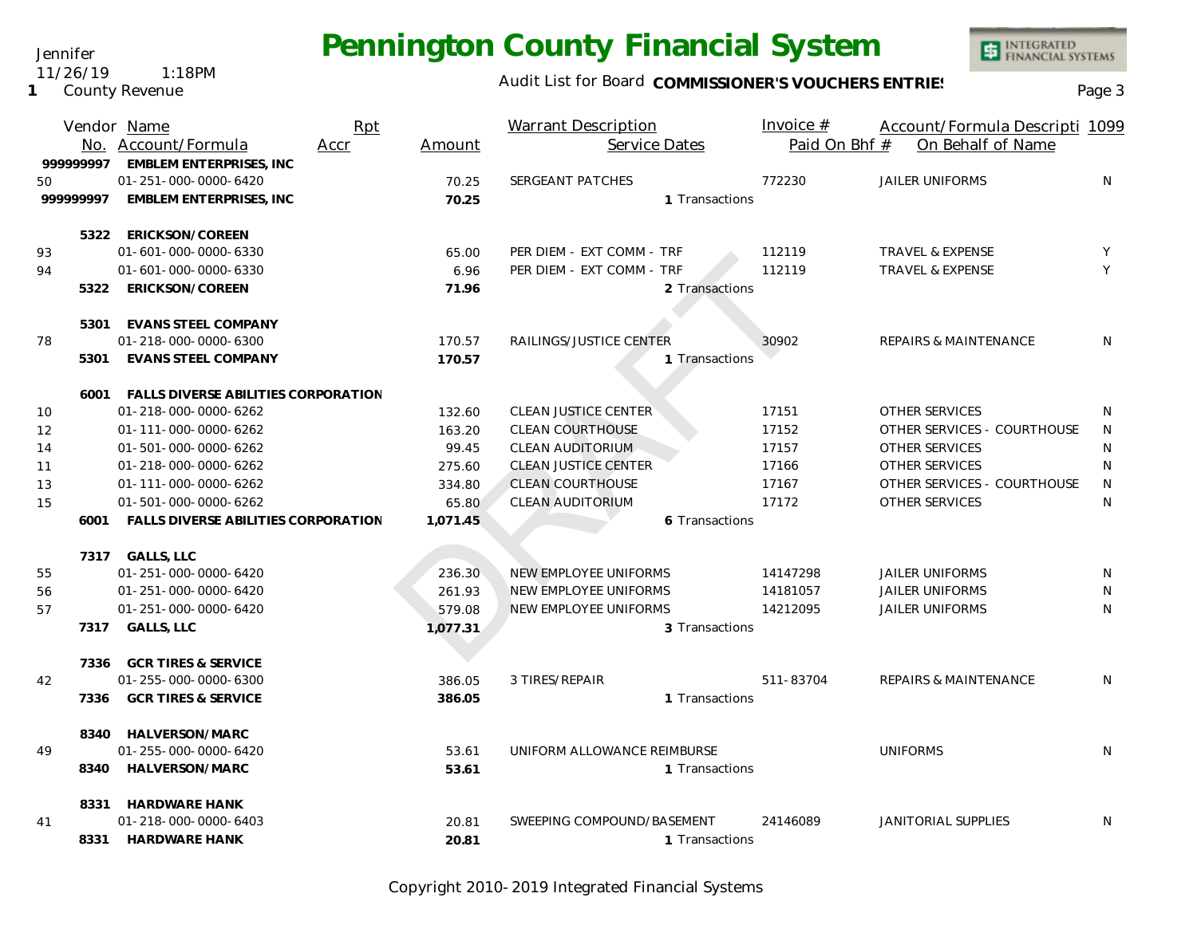Jennifer
11/26/19 1:18PM
1 County Revenue

# Pennington County Financial System

Audit List for Board **COMMISSIONER'S VOUCHERS ENTRIES**

| Vendor No. | Name / Account/Formula | Rpt Accr | Amount | Warrant Description / Service Dates | Invoice # / Paid On Bhf # | Account/Formula Descripti / On Behalf of Name | 1099 |
|---|---|---|---|---|---|---|---|
| 999999997 | **EMBLEM ENTERPRISES, INC** | | | | | | |
| 50 | 01-251-000-0000-6420 | | 70.25 | SERGEANT PATCHES | 772230 | JAILER UNIFORMS | N |
| 999999997 | **EMBLEM ENTERPRISES, INC** | | **70.25** | 1 Transactions | | | |
| 5322 | **ERICKSON/COREEN** | | | | | | |
| 93 | 01-601-000-0000-6330 | | 65.00 | PER DIEM - EXT COMM - TRF | 112119 | TRAVEL & EXPENSE | Y |
| 94 | 01-601-000-0000-6330 | | 6.96 | PER DIEM - EXT COMM - TRF | 112119 | TRAVEL & EXPENSE | Y |
| 5322 | **ERICKSON/COREEN** | | **71.96** | 2 Transactions | | | |
| 5301 | **EVANS STEEL COMPANY** | | | | | | |
| 78 | 01-218-000-0000-6300 | | 170.57 | RAILINGS/JUSTICE CENTER | 30902 | REPAIRS & MAINTENANCE | N |
| 5301 | **EVANS STEEL COMPANY** | | **170.57** | 1 Transactions | | | |
| 6001 | **FALLS DIVERSE ABILITIES CORPORATION** | | | | | | |
| 10 | 01-218-000-0000-6262 | | 132.60 | CLEAN JUSTICE CENTER | 17151 | OTHER SERVICES | N |
| 12 | 01-111-000-0000-6262 | | 163.20 | CLEAN COURTHOUSE | 17152 | OTHER SERVICES - COURTHOUSE | N |
| 14 | 01-501-000-0000-6262 | | 99.45 | CLEAN AUDITORIUM | 17157 | OTHER SERVICES | N |
| 11 | 01-218-000-0000-6262 | | 275.60 | CLEAN JUSTICE CENTER | 17166 | OTHER SERVICES | N |
| 13 | 01-111-000-0000-6262 | | 334.80 | CLEAN COURTHOUSE | 17167 | OTHER SERVICES - COURTHOUSE | N |
| 15 | 01-501-000-0000-6262 | | 65.80 | CLEAN AUDITORIUM | 17172 | OTHER SERVICES | N |
| 6001 | **FALLS DIVERSE ABILITIES CORPORATION** | | **1,071.45** | 6 Transactions | | | |
| 7317 | **GALLS, LLC** | | | | | | |
| 55 | 01-251-000-0000-6420 | | 236.30 | NEW EMPLOYEE UNIFORMS | 14147298 | JAILER UNIFORMS | N |
| 56 | 01-251-000-0000-6420 | | 261.93 | NEW EMPLOYEE UNIFORMS | 14181057 | JAILER UNIFORMS | N |
| 57 | 01-251-000-0000-6420 | | 579.08 | NEW EMPLOYEE UNIFORMS | 14212095 | JAILER UNIFORMS | N |
| 7317 | **GALLS, LLC** | | **1,077.31** | 3 Transactions | | | |
| 7336 | **GCR TIRES & SERVICE** | | | | | | |
| 42 | 01-255-000-0000-6300 | | 386.05 | 3 TIRES/REPAIR | 511-83704 | REPAIRS & MAINTENANCE | N |
| 7336 | **GCR TIRES & SERVICE** | | **386.05** | 1 Transactions | | | |
| 8340 | **HALVERSON/MARC** | | | | | | |
| 49 | 01-255-000-0000-6420 | | 53.61 | UNIFORM ALLOWANCE REIMBURSE | | UNIFORMS | N |
| 8340 | **HALVERSON/MARC** | | **53.61** | 1 Transactions | | | |
| 8331 | **HARDWARE HANK** | | | | | | |
| 41 | 01-218-000-0000-6403 | | 20.81 | SWEEPING COMPOUND/BASEMENT | 24146089 | JANITORIAL SUPPLIES | N |
| 8331 | **HARDWARE HANK** | | **20.81** | 1 Transactions | | | |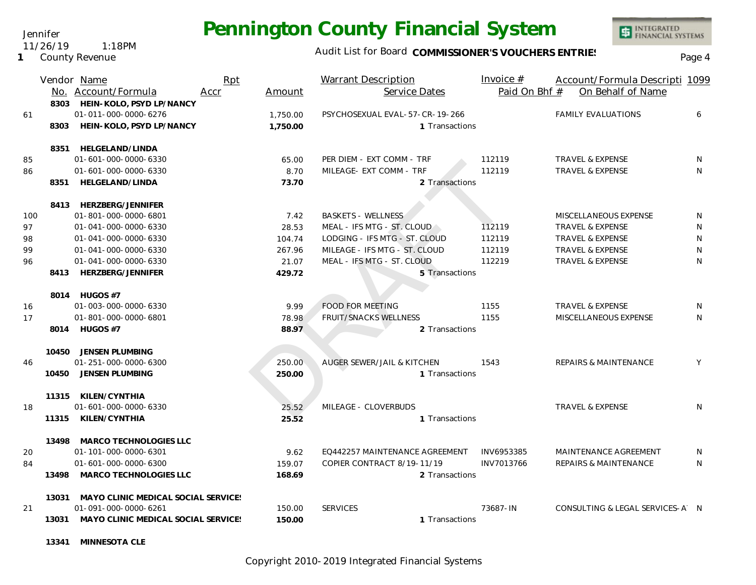Jennifer
11/26/19 1:18PM
1 County Revenue

# Pennington County Financial System

Audit List for Board **COMMISSIONER'S VOUCHERS ENTRIES**

| | Vendor No. | Name / Account/Formula | Rpt Accr | Amount | Warrant Description / Service Dates | Invoice # / Paid On Bhf # | Account/Formula Descripti / On Behalf of Name | 1099 |
|---|---|---|---|---|---|---|---|---|
| | 8303 | **HEIN-KOLO, PSYD LP/NANCY** | | | | | | |
| 61 | | 01-011-000-0000-6276 | | 1,750.00 | PSYCHOSEXUAL EVAL-57-CR-19-266 | | FAMILY EVALUATIONS | 6 |
| | 8303 | **HEIN-KOLO, PSYD LP/NANCY** | | **1,750.00** | 1 Transactions | | | |
| | 8351 | **HELGELAND/LINDA** | | | | | | |
| 85 | | 01-601-000-0000-6330 | | 65.00 | PER DIEM - EXT COMM - TRF | 112119 | TRAVEL & EXPENSE | N |
| 86 | | 01-601-000-0000-6330 | | 8.70 | MILEAGE- EXT COMM - TRF | 112119 | TRAVEL & EXPENSE | N |
| | 8351 | **HELGELAND/LINDA** | | **73.70** | 2 Transactions | | | |
| | 8413 | **HERZBERG/JENNIFER** | | | | | | |
| 100 | | 01-801-000-0000-6801 | | 7.42 | BASKETS - WELLNESS | | MISCELLANEOUS EXPENSE | N |
| 97 | | 01-041-000-0000-6330 | | 28.53 | MEAL - IFS MTG - ST. CLOUD | 112119 | TRAVEL & EXPENSE | N |
| 98 | | 01-041-000-0000-6330 | | 104.74 | LODGING - IFS MTG - ST. CLOUD | 112119 | TRAVEL & EXPENSE | N |
| 99 | | 01-041-000-0000-6330 | | 267.96 | MILEAGE - IFS MTG - ST. CLOUD | 112119 | TRAVEL & EXPENSE | N |
| 96 | | 01-041-000-0000-6330 | | 21.07 | MEAL - IFS MTG - ST. CLOUD | 112219 | TRAVEL & EXPENSE | N |
| | 8413 | **HERZBERG/JENNIFER** | | **429.72** | 5 Transactions | | | |
| | 8014 | **HUGOS #7** | | | | | | |
| 16 | | 01-003-000-0000-6330 | | 9.99 | FOOD FOR MEETING | 1155 | TRAVEL & EXPENSE | N |
| 17 | | 01-801-000-0000-6801 | | 78.98 | FRUIT/SNACKS WELLNESS | 1155 | MISCELLANEOUS EXPENSE | N |
| | 8014 | **HUGOS #7** | | **88.97** | 2 Transactions | | | |
| | 10450 | **JENSEN PLUMBING** | | | | | | |
| 46 | | 01-251-000-0000-6300 | | 250.00 | AUGER SEWER/JAIL & KITCHEN | 1543 | REPAIRS & MAINTENANCE | Y |
| | 10450 | **JENSEN PLUMBING** | | **250.00** | 1 Transactions | | | |
| | 11315 | **KILEN/CYNTHIA** | | | | | | |
| 18 | | 01-601-000-0000-6330 | | 25.52 | MILEAGE - CLOVERBUDS | | TRAVEL & EXPENSE | N |
| | 11315 | **KILEN/CYNTHIA** | | **25.52** | 1 Transactions | | | |
| | 13498 | **MARCO TECHNOLOGIES LLC** | | | | | | |
| 20 | | 01-101-000-0000-6301 | | 9.62 | EQ442257 MAINTENANCE AGREEMENT | INV6953385 | MAINTENANCE AGREEMENT | N |
| 84 | | 01-601-000-0000-6300 | | 159.07 | COPIER CONTRACT 8/19-11/19 | INV7013766 | REPAIRS & MAINTENANCE | N |
| | 13498 | **MARCO TECHNOLOGIES LLC** | | **168.69** | 2 Transactions | | | |
| | 13031 | **MAYO CLINIC MEDICAL SOCIAL SERVICES** | | | | | | |
| 21 | | 01-091-000-0000-6261 | | 150.00 | SERVICES | 73687-IN | CONSULTING & LEGAL SERVICES-A | N |
| | 13031 | **MAYO CLINIC MEDICAL SOCIAL SERVICES** | | **150.00** | 1 Transactions | | | |
| | 13341 | **MINNESOTA CLE** | | | | | | |

DRAFT

Copyright 2010-2019 Integrated Financial Systems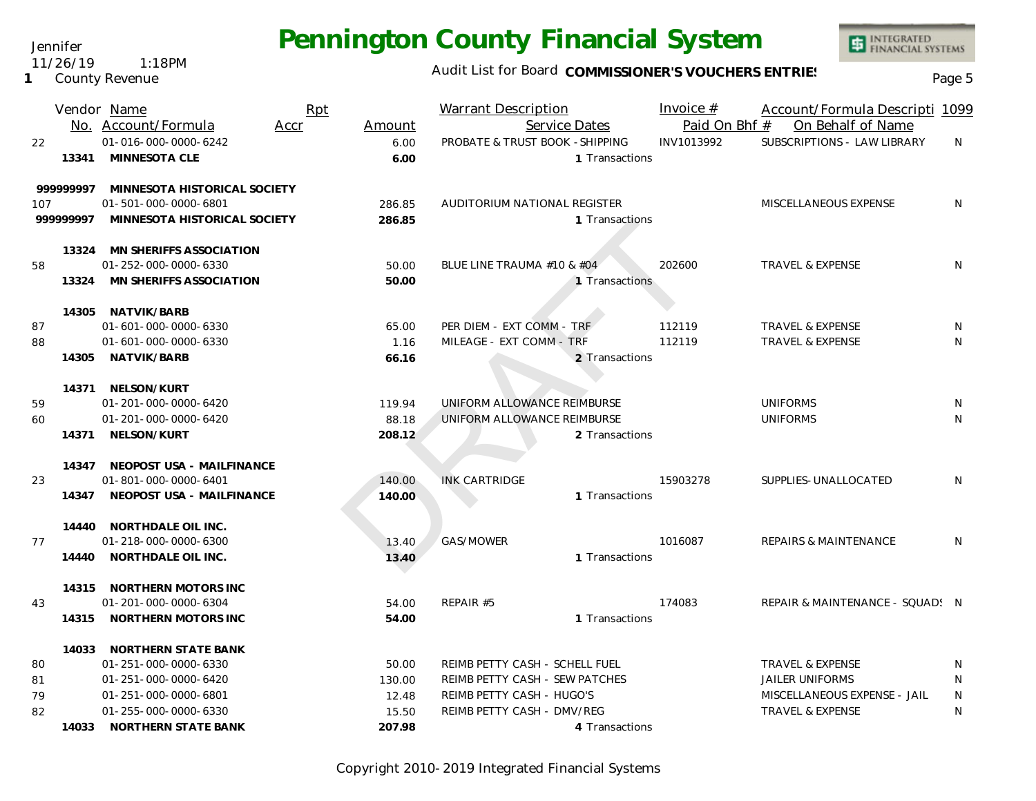# Pennington County Financial System

Jennifer
11/26/19 1:18PM
1 County Revenue

Audit List for Board **COMMISSIONER'S VOUCHERS ENTRIES**

| Vendor No. | Name / Account/Formula | Rpt Accr | Amount | Warrant Description / Service Dates | Invoice # / Paid On Bhf # | Account/Formula Descripti / On Behalf of Name | 1099 |
|---|---|---|---|---|---|---|---|
| 22 | 01-016-000-0000-6242 | | 6.00 | PROBATE & TRUST BOOK - SHIPPING | INV1013992 | SUBSCRIPTIONS - LAW LIBRARY | N |
| **13341** | **MINNESOTA CLE** | | **6.00** | 1 Transactions | | | |
| **999999997** | **MINNESOTA HISTORICAL SOCIETY** | | | | | | |
| 107 | 01-501-000-0000-6801 | | 286.85 | AUDITORIUM NATIONAL REGISTER | | MISCELLANEOUS EXPENSE | N |
| **999999997** | **MINNESOTA HISTORICAL SOCIETY** | | **286.85** | 1 Transactions | | | |
| **13324** | **MN SHERIFFS ASSOCIATION** | | | | | | |
| 58 | 01-252-000-0000-6330 | | 50.00 | BLUE LINE TRAUMA #10 & #04 | 202600 | TRAVEL & EXPENSE | N |
| **13324** | **MN SHERIFFS ASSOCIATION** | | **50.00** | 1 Transactions | | | |
| **14305** | **NATVIK/BARB** | | | | | | |
| 87 | 01-601-000-0000-6330 | | 65.00 | PER DIEM - EXT COMM - TRF | 112119 | TRAVEL & EXPENSE | N |
| 88 | 01-601-000-0000-6330 | | 1.16 | MILEAGE - EXT COMM - TRF | 112119 | TRAVEL & EXPENSE | N |
| **14305** | **NATVIK/BARB** | | **66.16** | 2 Transactions | | | |
| **14371** | **NELSON/KURT** | | | | | | |
| 59 | 01-201-000-0000-6420 | | 119.94 | UNIFORM ALLOWANCE REIMBURSE | | UNIFORMS | N |
| 60 | 01-201-000-0000-6420 | | 88.18 | UNIFORM ALLOWANCE REIMBURSE | | UNIFORMS | N |
| **14371** | **NELSON/KURT** | | **208.12** | 2 Transactions | | | |
| **14347** | **NEOPOST USA - MAILFINANCE** | | | | | | |
| 23 | 01-801-000-0000-6401 | | 140.00 | INK CARTRIDGE | 15903278 | SUPPLIES-UNALLOCATED | N |
| **14347** | **NEOPOST USA - MAILFINANCE** | | **140.00** | 1 Transactions | | | |
| **14440** | **NORTHDALE OIL INC.** | | | | | | |
| 77 | 01-218-000-0000-6300 | | 13.40 | GAS/MOWER | 1016087 | REPAIRS & MAINTENANCE | N |
| **14440** | **NORTHDALE OIL INC.** | | **13.40** | 1 Transactions | | | |
| **14315** | **NORTHERN MOTORS INC** | | | | | | |
| 43 | 01-201-000-0000-6304 | | 54.00 | REPAIR #5 | 174083 | REPAIR & MAINTENANCE - SQUADS | N |
| **14315** | **NORTHERN MOTORS INC** | | **54.00** | 1 Transactions | | | |
| **14033** | **NORTHERN STATE BANK** | | | | | | |
| 80 | 01-251-000-0000-6330 | | 50.00 | REIMB PETTY CASH - SCHELL FUEL | | TRAVEL & EXPENSE | N |
| 81 | 01-251-000-0000-6420 | | 130.00 | REIMB PETTY CASH - SEW PATCHES | | JAILER UNIFORMS | N |
| 79 | 01-251-000-0000-6801 | | 12.48 | REIMB PETTY CASH - HUGO'S | | MISCELLANEOUS EXPENSE - JAIL | N |
| 82 | 01-255-000-0000-6330 | | 15.50 | REIMB PETTY CASH - DMV/REG | | TRAVEL & EXPENSE | N |
| **14033** | **NORTHERN STATE BANK** | | **207.98** | 4 Transactions | | | |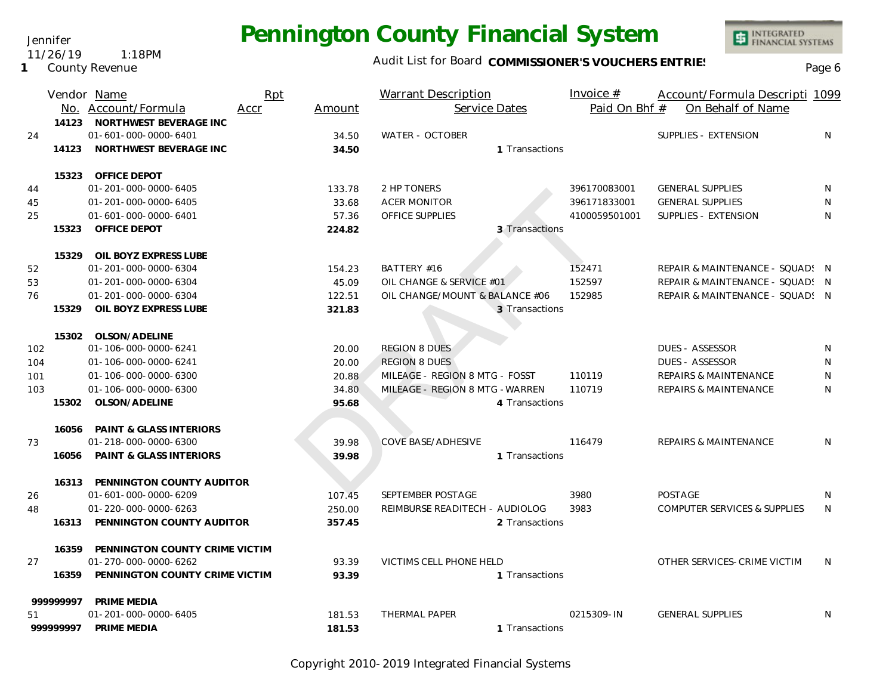Jennifer
11/26/19 1:18PM
1 County Revenue

# Pennington County Financial System

Audit List for Board **COMMISSIONER'S VOUCHERS ENTRIES**

| | Vendor No. | Name / Account/Formula | Rpt Accr | Amount | Warrant Description | Service Dates | Invoice # / Paid On Bhf # | Account/Formula Description / On Behalf of Name | 1099 |
|---|---|---|---|---|---|---|---|---|---|
| | 14123 | **NORTHWEST BEVERAGE INC** | | | | | | | |
| 24 | | 01-601-000-0000-6401 | | 34.50 | WATER - OCTOBER | | | SUPPLIES - EXTENSION | N |
| | 14123 | **NORTHWEST BEVERAGE INC** | | **34.50** | | 1 Transactions | | | |
| | 15323 | **OFFICE DEPOT** | | | | | | | |
| 44 | | 01-201-000-0000-6405 | | 133.78 | 2 HP TONERS | | 396170083001 | GENERAL SUPPLIES | N |
| 45 | | 01-201-000-0000-6405 | | 33.68 | ACER MONITOR | | 396171833001 | GENERAL SUPPLIES | N |
| 25 | | 01-601-000-0000-6401 | | 57.36 | OFFICE SUPPLIES | | 4100059501001 | SUPPLIES - EXTENSION | N |
| | 15323 | **OFFICE DEPOT** | | **224.82** | | 3 Transactions | | | |
| | 15329 | **OIL BOYZ EXPRESS LUBE** | | | | | | | |
| 52 | | 01-201-000-0000-6304 | | 154.23 | BATTERY #16 | | 152471 | REPAIR & MAINTENANCE - SQUADS | N |
| 53 | | 01-201-000-0000-6304 | | 45.09 | OIL CHANGE & SERVICE #01 | | 152597 | REPAIR & MAINTENANCE - SQUADS | N |
| 76 | | 01-201-000-0000-6304 | | 122.51 | OIL CHANGE/MOUNT & BALANCE #06 | | 152985 | REPAIR & MAINTENANCE - SQUADS | N |
| | 15329 | **OIL BOYZ EXPRESS LUBE** | | **321.83** | | 3 Transactions | | | |
| | 15302 | **OLSON/ADELINE** | | | | | | | |
| 102 | | 01-106-000-0000-6241 | | 20.00 | REGION 8 DUES | | | DUES - ASSESSOR | N |
| 104 | | 01-106-000-0000-6241 | | 20.00 | REGION 8 DUES | | | DUES - ASSESSOR | N |
| 101 | | 01-106-000-0000-6300 | | 20.88 | MILEAGE - REGION 8 MTG - FOSST | | 110119 | REPAIRS & MAINTENANCE | N |
| 103 | | 01-106-000-0000-6300 | | 34.80 | MILEAGE - REGION 8 MTG - WARREN | | 110719 | REPAIRS & MAINTENANCE | N |
| | 15302 | **OLSON/ADELINE** | | **95.68** | | 4 Transactions | | | |
| | 16056 | **PAINT & GLASS INTERIORS** | | | | | | | |
| 73 | | 01-218-000-0000-6300 | | 39.98 | COVE BASE/ADHESIVE | | 116479 | REPAIRS & MAINTENANCE | N |
| | 16056 | **PAINT & GLASS INTERIORS** | | **39.98** | | 1 Transactions | | | |
| | 16313 | **PENNINGTON COUNTY AUDITOR** | | | | | | | |
| 26 | | 01-601-000-0000-6209 | | 107.45 | SEPTEMBER POSTAGE | | 3980 | POSTAGE | N |
| 48 | | 01-220-000-0000-6263 | | 250.00 | REIMBURSE READITECH - AUDIOLOG | | 3983 | COMPUTER SERVICES & SUPPLIES | N |
| | 16313 | **PENNINGTON COUNTY AUDITOR** | | **357.45** | | 2 Transactions | | | |
| | 16359 | **PENNINGTON COUNTY CRIME VICTIM** | | | | | | | |
| 27 | | 01-270-000-0000-6262 | | 93.39 | VICTIMS CELL PHONE HELD | | | OTHER SERVICES-CRIME VICTIM | N |
| | 16359 | **PENNINGTON COUNTY CRIME VICTIM** | | **93.39** | | 1 Transactions | | | |
| | 999999997 | **PRIME MEDIA** | | | | | | | |
| 51 | | 01-201-000-0000-6405 | | 181.53 | THERMAL PAPER | | 0215309-IN | GENERAL SUPPLIES | N |
| | 999999997 | **PRIME MEDIA** | | **181.53** | | 1 Transactions | | | |

DRAFT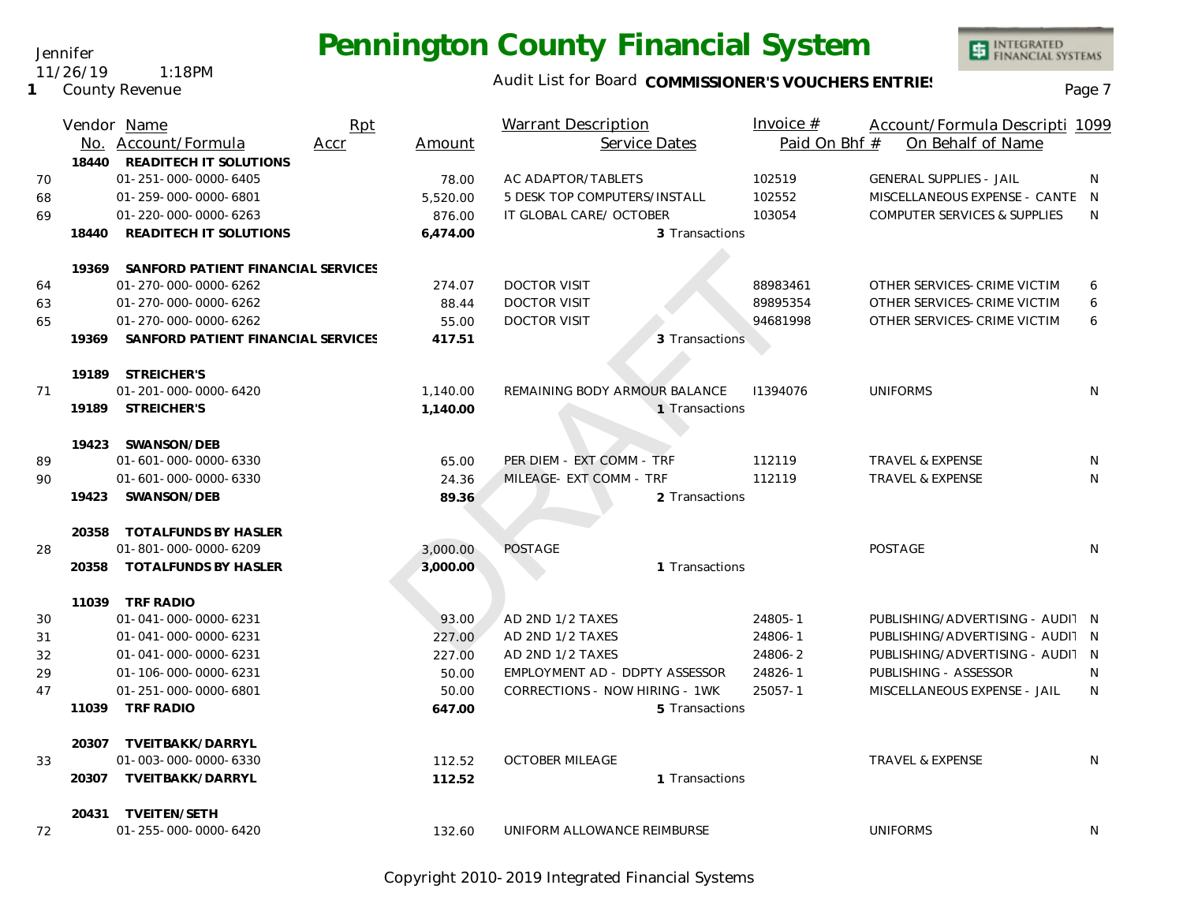Jennifer
11/26/19 1:18PM
1 County Revenue

# Pennington County Financial System

Audit List for Board **COMMISSIONER'S VOUCHERS ENTRIES**

| | Vendor No. | Name / Account/Formula | Rpt Accr | Amount | Warrant Description / Service Dates | Invoice # / Paid On Bhf # | Account/Formula Descripti / On Behalf of Name | 1099 |
|---|---|---|---|---|---|---|---|---|
| | 18440 | **READITECH IT SOLUTIONS** | | | | | | |
| 70 | | 01-251-000-0000-6405 | | 78.00 | AC ADAPTOR/TABLETS | 102519 | GENERAL SUPPLIES - JAIL | N |
| 68 | | 01-259-000-0000-6801 | | 5,520.00 | 5 DESK TOP COMPUTERS/INSTALL | 102552 | MISCELLANEOUS EXPENSE - CANTE | N |
| 69 | | 01-220-000-0000-6263 | | 876.00 | IT GLOBAL CARE/ OCTOBER | 103054 | COMPUTER SERVICES & SUPPLIES | N |
| | 18440 | **READITECH IT SOLUTIONS** | | **6,474.00** | 3 Transactions | | | |
| | 19369 | **SANFORD PATIENT FINANCIAL SERVICES** | | | | | | |
| 64 | | 01-270-000-0000-6262 | | 274.07 | DOCTOR VISIT | 88983461 | OTHER SERVICES-CRIME VICTIM | 6 |
| 63 | | 01-270-000-0000-6262 | | 88.44 | DOCTOR VISIT | 89895354 | OTHER SERVICES-CRIME VICTIM | 6 |
| 65 | | 01-270-000-0000-6262 | | 55.00 | DOCTOR VISIT | 94681998 | OTHER SERVICES-CRIME VICTIM | 6 |
| | 19369 | **SANFORD PATIENT FINANCIAL SERVICES** | | **417.51** | 3 Transactions | | | |
| | 19189 | **STREICHER'S** | | | | | | |
| 71 | | 01-201-000-0000-6420 | | 1,140.00 | REMAINING BODY ARMOUR BALANCE | I1394076 | UNIFORMS | N |
| | 19189 | **STREICHER'S** | | **1,140.00** | 1 Transactions | | | |
| | 19423 | **SWANSON/DEB** | | | | | | |
| 89 | | 01-601-000-0000-6330 | | 65.00 | PER DIEM - EXT COMM - TRF | 112119 | TRAVEL & EXPENSE | N |
| 90 | | 01-601-000-0000-6330 | | 24.36 | MILEAGE- EXT COMM - TRF | 112119 | TRAVEL & EXPENSE | N |
| | 19423 | **SWANSON/DEB** | | **89.36** | 2 Transactions | | | |
| | 20358 | **TOTALFUNDS BY HASLER** | | | | | | |
| 28 | | 01-801-000-0000-6209 | | 3,000.00 | POSTAGE | | POSTAGE | N |
| | 20358 | **TOTALFUNDS BY HASLER** | | **3,000.00** | 1 Transactions | | | |
| | 11039 | **TRF RADIO** | | | | | | |
| 30 | | 01-041-000-0000-6231 | | 93.00 | AD 2ND 1/2 TAXES | 24805-1 | PUBLISHING/ADVERTISING - AUDIT | N |
| 31 | | 01-041-000-0000-6231 | | 227.00 | AD 2ND 1/2 TAXES | 24806-1 | PUBLISHING/ADVERTISING - AUDIT | N |
| 32 | | 01-041-000-0000-6231 | | 227.00 | AD 2ND 1/2 TAXES | 24806-2 | PUBLISHING/ADVERTISING - AUDIT | N |
| 29 | | 01-106-000-0000-6231 | | 50.00 | EMPLOYMENT AD - DDPTY ASSESSOR | 24826-1 | PUBLISHING - ASSESSOR | N |
| 47 | | 01-251-000-0000-6801 | | 50.00 | CORRECTIONS - NOW HIRING - 1WK | 25057-1 | MISCELLANEOUS EXPENSE - JAIL | N |
| | 11039 | **TRF RADIO** | | **647.00** | 5 Transactions | | | |
| | 20307 | **TVEITBAKK/DARRYL** | | | | | | |
| 33 | | 01-003-000-0000-6330 | | 112.52 | OCTOBER MILEAGE | | TRAVEL & EXPENSE | N |
| | 20307 | **TVEITBAKK/DARRYL** | | **112.52** | 1 Transactions | | | |
| | 20431 | **TVEITEN/SETH** | | | | | | |
| 72 | | 01-255-000-0000-6420 | | 132.60 | UNIFORM ALLOWANCE REIMBURSE | | UNIFORMS | N |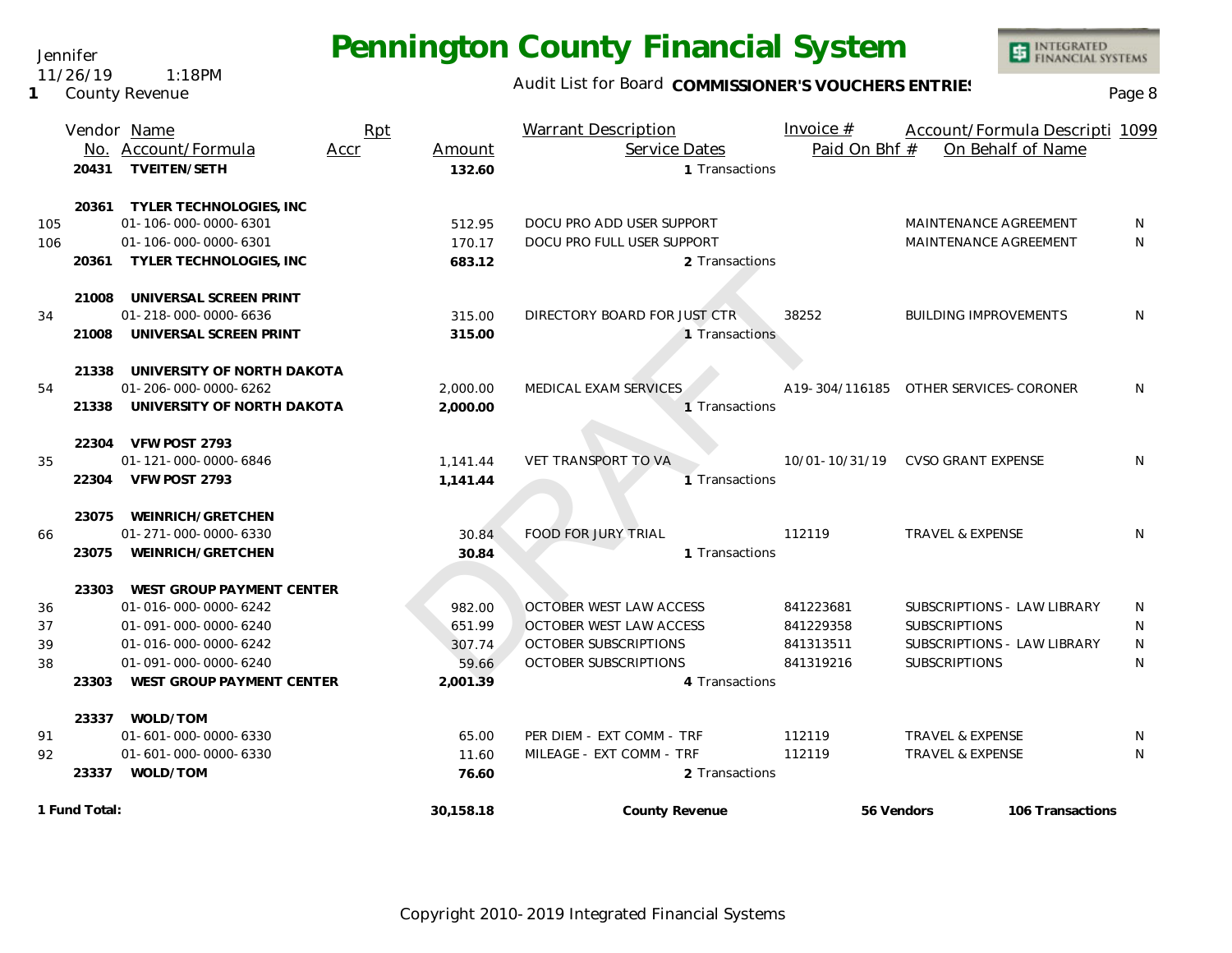Jennifer
11/26/19 1:18PM
1 County Revenue

# Pennington County Financial System

Audit List for Board **COMMISSIONER'S VOUCHERS ENTRIES**

| | Vendor No. | Name / Account/Formula | Rpt Accr | Amount | Warrant Description / Service Dates | Invoice # / Paid On Bhf # | Account/Formula Descripti / On Behalf of Name | 1099 |
|---|---|---|---|---|---|---|---|---|
| | 20431 | **TVEITEN/SETH** | | **132.60** | 1 Transactions | | | |
| | 20361 | **TYLER TECHNOLOGIES, INC** | | | | | | |
| 105 | | 01-106-000-0000-6301 | | 512.95 | DOCU PRO ADD USER SUPPORT | | MAINTENANCE AGREEMENT | N |
| 106 | | 01-106-000-0000-6301 | | 170.17 | DOCU PRO FULL USER SUPPORT | | MAINTENANCE AGREEMENT | N |
| | 20361 | **TYLER TECHNOLOGIES, INC** | | **683.12** | 2 Transactions | | | |
| | 21008 | **UNIVERSAL SCREEN PRINT** | | | | | | |
| 34 | | 01-218-000-0000-6636 | | 315.00 | DIRECTORY BOARD FOR JUST CTR | 38252 | BUILDING IMPROVEMENTS | N |
| | 21008 | **UNIVERSAL SCREEN PRINT** | | **315.00** | 1 Transactions | | | |
| | 21338 | **UNIVERSITY OF NORTH DAKOTA** | | | | | | |
| 54 | | 01-206-000-0000-6262 | | 2,000.00 | MEDICAL EXAM SERVICES | A19-304/116185 | OTHER SERVICES-CORONER | N |
| | 21338 | **UNIVERSITY OF NORTH DAKOTA** | | **2,000.00** | 1 Transactions | | | |
| | 22304 | **VFW POST 2793** | | | | | | |
| 35 | | 01-121-000-0000-6846 | | 1,141.44 | VET TRANSPORT TO VA | 10/01-10/31/19 | CVSO GRANT EXPENSE | N |
| | 22304 | **VFW POST 2793** | | **1,141.44** | 1 Transactions | | | |
| | 23075 | **WEINRICH/GRETCHEN** | | | | | | |
| 66 | | 01-271-000-0000-6330 | | 30.84 | FOOD FOR JURY TRIAL | 112119 | TRAVEL & EXPENSE | N |
| | 23075 | **WEINRICH/GRETCHEN** | | **30.84** | 1 Transactions | | | |
| | 23303 | **WEST GROUP PAYMENT CENTER** | | | | | | |
| 36 | | 01-016-000-0000-6242 | | 982.00 | OCTOBER WEST LAW ACCESS | 841223681 | SUBSCRIPTIONS - LAW LIBRARY | N |
| 37 | | 01-091-000-0000-6240 | | 651.99 | OCTOBER WEST LAW ACCESS | 841229358 | SUBSCRIPTIONS | N |
| 39 | | 01-016-000-0000-6242 | | 307.74 | OCTOBER SUBSCRIPTIONS | 841313511 | SUBSCRIPTIONS - LAW LIBRARY | N |
| 38 | | 01-091-000-0000-6240 | | 59.66 | OCTOBER SUBSCRIPTIONS | 841319216 | SUBSCRIPTIONS | N |
| | 23303 | **WEST GROUP PAYMENT CENTER** | | **2,001.39** | 4 Transactions | | | |
| | 23337 | **WOLD/TOM** | | | | | | |
| 91 | | 01-601-000-0000-6330 | | 65.00 | PER DIEM - EXT COMM - TRF | 112119 | TRAVEL & EXPENSE | N |
| 92 | | 01-601-000-0000-6330 | | 11.60 | MILEAGE - EXT COMM - TRF | 112119 | TRAVEL & EXPENSE | N |
| | 23337 | **WOLD/TOM** | | **76.60** | 2 Transactions | | | |
| **1 Fund Total:** | | | | **30,158.18** | **County Revenue** | **56 Vendors** | **106 Transactions** | |

DRAFT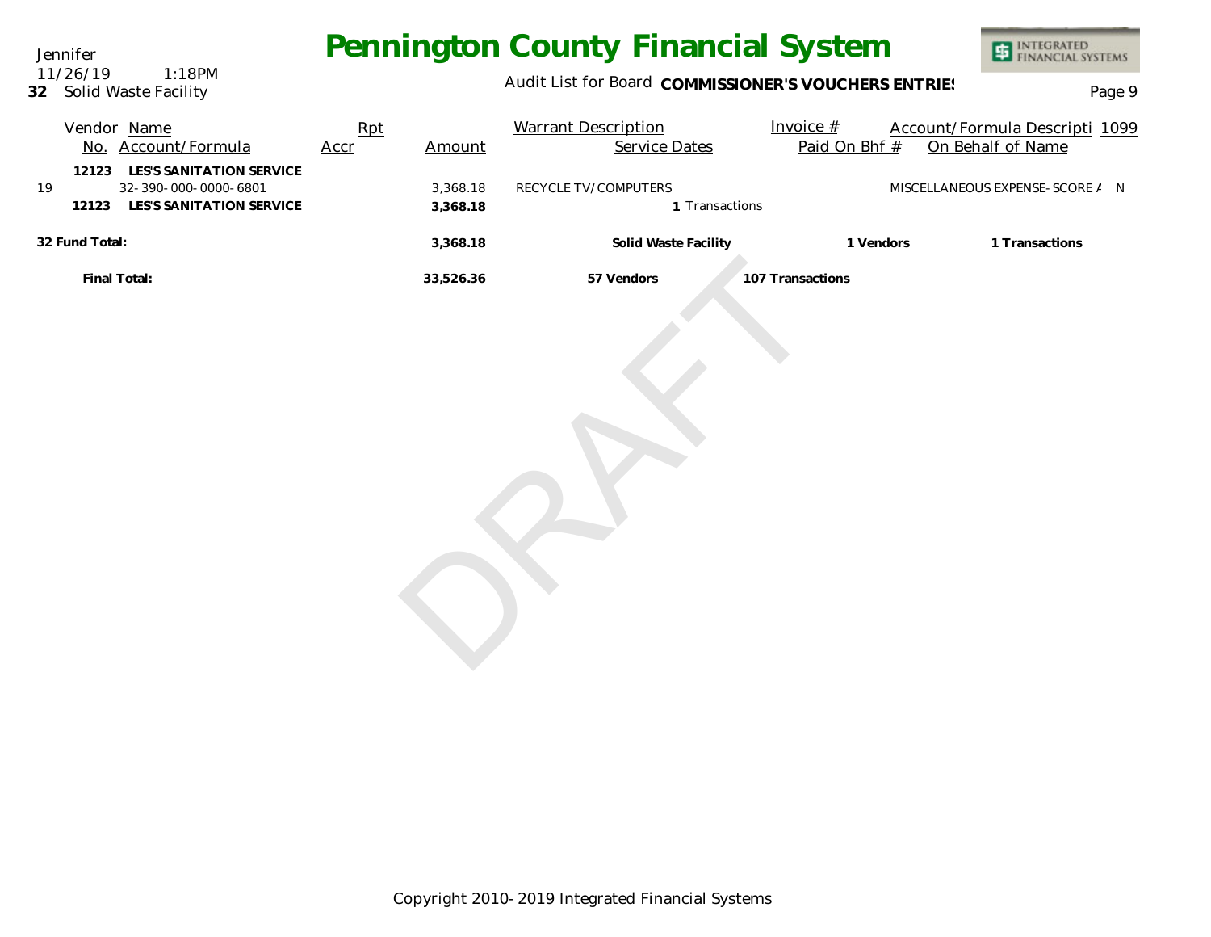# Pennington County Financial System

Jennifer
11/26/19 1:18PM
**32** Solid Waste Facility

Audit List for Board **COMMISSIONER'S VOUCHERS ENTRIES**

Page 9

| | Vendor No. | Name / Account/Formula | Rpt Accr | Amount | Warrant Description | Service Dates | Invoice # / Paid On Bhf # | Account/Formula Descripti / On Behalf of Name | 1099 |
|---|---|---|---|---|---|---|---|---|---|
| | **12123** | **LES'S SANITATION SERVICE** | | | | | | | |
| 19 | | 32-390-000-0000-6801 | | 3,368.18 | RECYCLE TV/COMPUTERS | | | MISCELLANEOUS EXPENSE-SCORE A | N |
| | **12123** | **LES'S SANITATION SERVICE** | | **3,368.18** | | **1** Transactions | | | |

| | Amount | | | |
|---|---|---|---|---|
| **32 Fund Total:** | **3,368.18** | **Solid Waste Facility** | **1 Vendors** | **1 Transactions** |
| **Final Total:** | **33,526.36** | **57 Vendors** | **107 Transactions** | |

DRAFT

Copyright 2010-2019 Integrated Financial Systems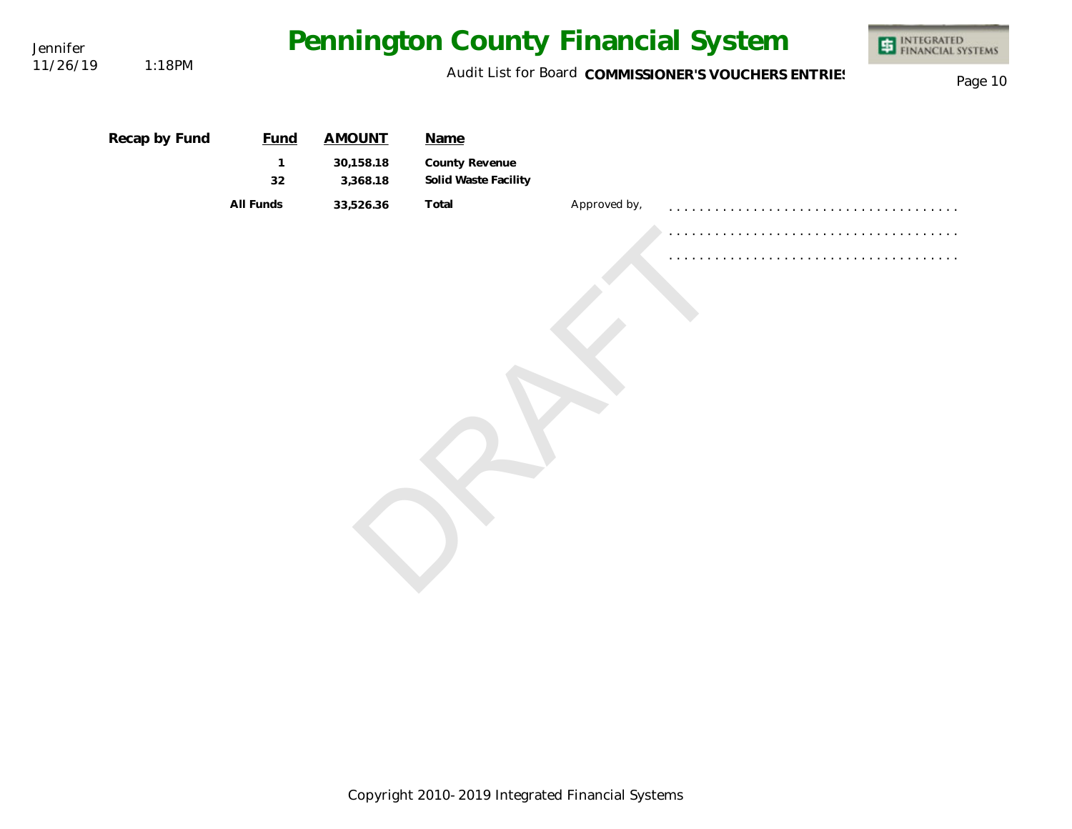**Recap by Fund**

| Fund | AMOUNT | Name |
|---|---|---|
| 1 | 30,158.18 | County Revenue |
| 32 | 3,368.18 | Solid Waste Facility |
| All Funds | 33,526.36 | Total |

Approved by, ......................................

......................................

......................................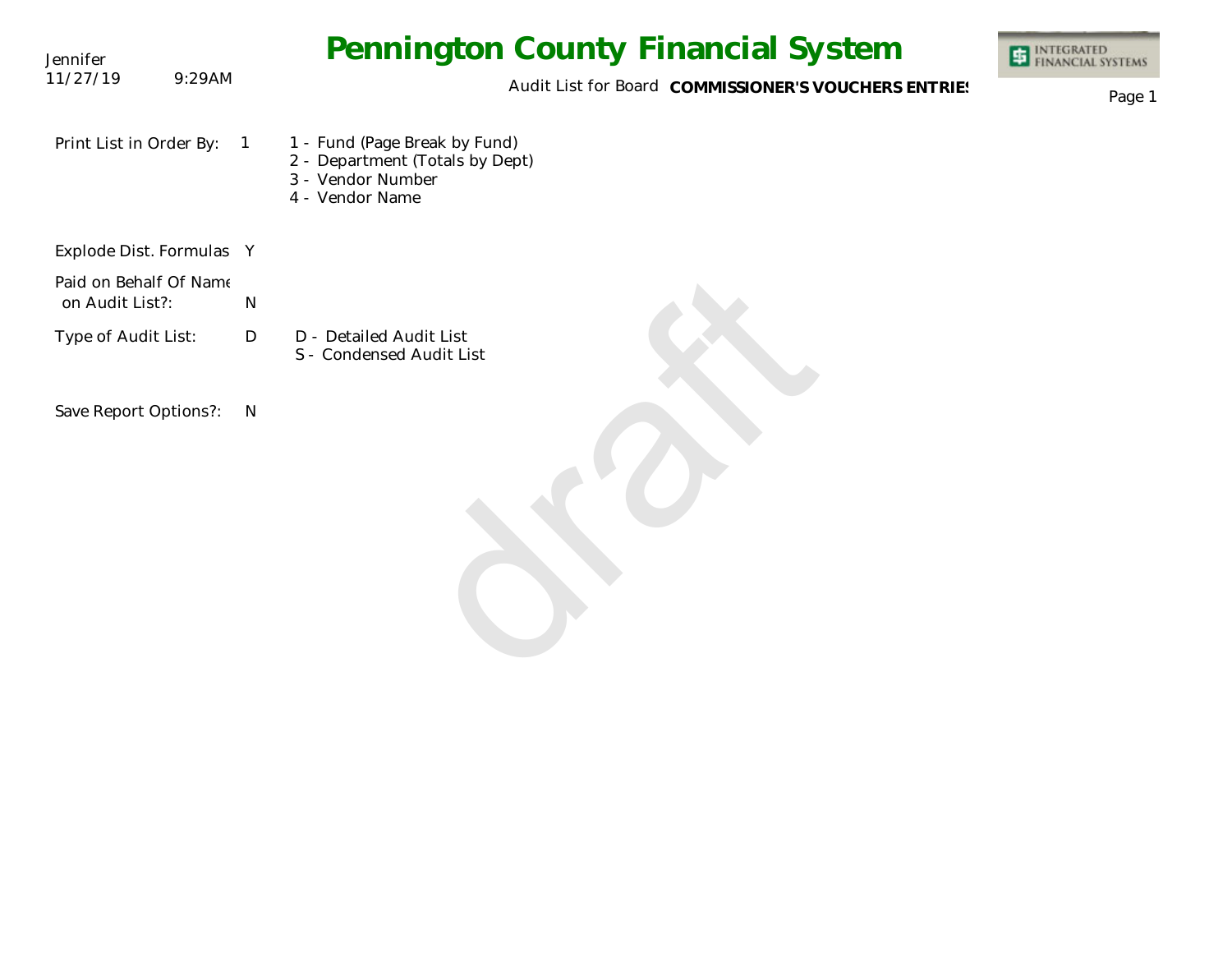Jennifer
11/27/19 9:29AM

# Pennington County Financial System

Audit List for Board **COMMISSIONER'S VOUCHERS ENTRIES**

Print List in Order By: 1

1 - Fund (Page Break by Fund)
2 - Department (Totals by Dept)
3 - Vendor Number
4 - Vendor Name

Explode Dist. Formulas Y

Paid on Behalf Of Name on Audit List?: N

Type of Audit List: D

D - Detailed Audit List
S - Condensed Audit List

Save Report Options?: N

draft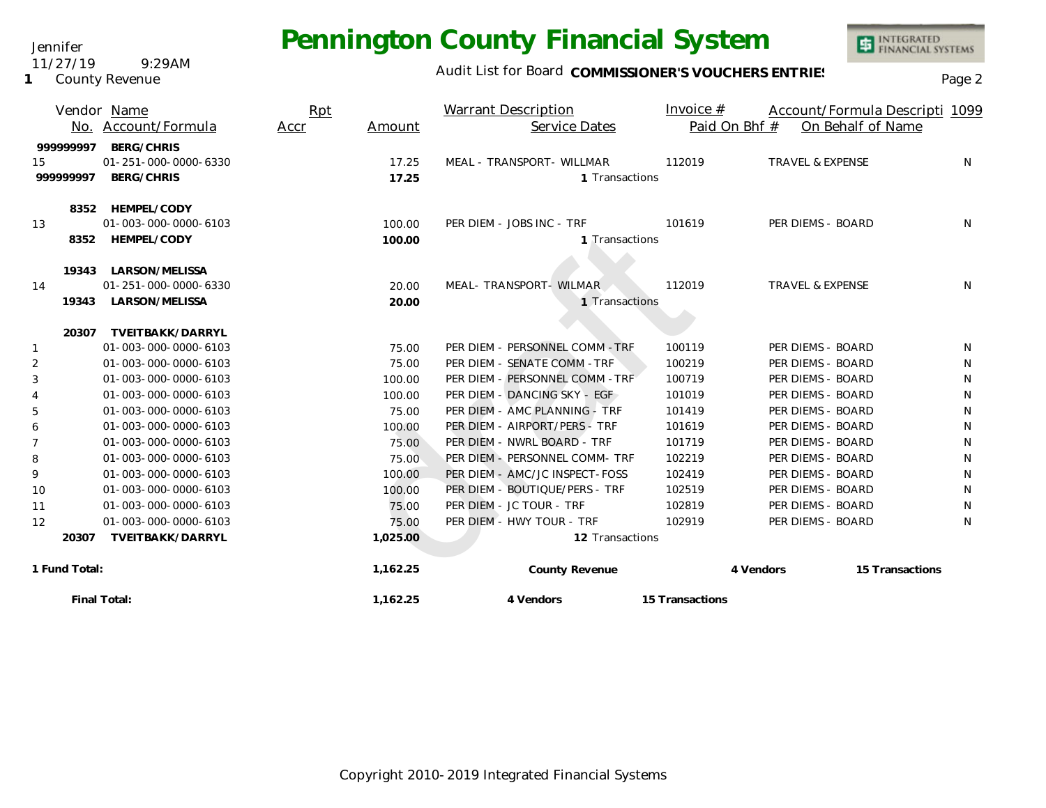Jennifer
11/27/19 9:29AM
1 County Revenue

# Pennington County Financial System

Audit List for Board **COMMISSIONER'S VOUCHERS ENTRIES**

| | Vendor No. | Name / Account/Formula | Rpt Accr | Amount | Warrant Description / Service Dates | Invoice # / Paid On Bhf # | Account/Formula Descripti / On Behalf of Name | 1099 |
|---|---|---|---|---|---|---|---|---|
| | **999999997** | **BERG/CHRIS** | | | | | | |
| 15 | | 01-251-000-0000-6330 | | 17.25 | MEAL - TRANSPORT- WILLMAR | 112019 | TRAVEL & EXPENSE | N |
| | **999999997** | **BERG/CHRIS** | | **17.25** | 1 Transactions | | | |
| | **8352** | **HEMPEL/CODY** | | | | | | |
| 13 | | 01-003-000-0000-6103 | | 100.00 | PER DIEM - JOBS INC - TRF | 101619 | PER DIEMS - BOARD | N |
| | **8352** | **HEMPEL/CODY** | | **100.00** | 1 Transactions | | | |
| | **19343** | **LARSON/MELISSA** | | | | | | |
| 14 | | 01-251-000-0000-6330 | | 20.00 | MEAL- TRANSPORT- WILMAR | 112019 | TRAVEL & EXPENSE | N |
| | **19343** | **LARSON/MELISSA** | | **20.00** | 1 Transactions | | | |
| | **20307** | **TVEITBAKK/DARRYL** | | | | | | |
| 1 | | 01-003-000-0000-6103 | | 75.00 | PER DIEM - PERSONNEL COMM - TRF | 100119 | PER DIEMS - BOARD | N |
| 2 | | 01-003-000-0000-6103 | | 75.00 | PER DIEM - SENATE COMM - TRF | 100219 | PER DIEMS - BOARD | N |
| 3 | | 01-003-000-0000-6103 | | 100.00 | PER DIEM - PERSONNEL COMM - TRF | 100719 | PER DIEMS - BOARD | N |
| 4 | | 01-003-000-0000-6103 | | 100.00 | PER DIEM - DANCING SKY - EGF | 101019 | PER DIEMS - BOARD | N |
| 5 | | 01-003-000-0000-6103 | | 75.00 | PER DIEM - AMC PLANNING - TRF | 101419 | PER DIEMS - BOARD | N |
| 6 | | 01-003-000-0000-6103 | | 100.00 | PER DIEM - AIRPORT/PERS - TRF | 101619 | PER DIEMS - BOARD | N |
| 7 | | 01-003-000-0000-6103 | | 75.00 | PER DIEM - NWRL BOARD - TRF | 101719 | PER DIEMS - BOARD | N |
| 8 | | 01-003-000-0000-6103 | | 75.00 | PER DIEM - PERSONNEL COMM- TRF | 102219 | PER DIEMS - BOARD | N |
| 9 | | 01-003-000-0000-6103 | | 100.00 | PER DIEM - AMC/JC INSPECT-FOSS | 102419 | PER DIEMS - BOARD | N |
| 10 | | 01-003-000-0000-6103 | | 100.00 | PER DIEM - BOUTIQUE/PERS - TRF | 102519 | PER DIEMS - BOARD | N |
| 11 | | 01-003-000-0000-6103 | | 75.00 | PER DIEM - JC TOUR - TRF | 102819 | PER DIEMS - BOARD | N |
| 12 | | 01-003-000-0000-6103 | | 75.00 | PER DIEM - HWY TOUR - TRF | 102919 | PER DIEMS - BOARD | N |
| | **20307** | **TVEITBAKK/DARRYL** | | **1,025.00** | 12 Transactions | | | |
| **1 Fund Total:** | | | | **1,162.25** | **County Revenue** | **4 Vendors** | **15 Transactions** | |
| **Final Total:** | | | | **1,162.25** | **4 Vendors** | **15 Transactions** | | |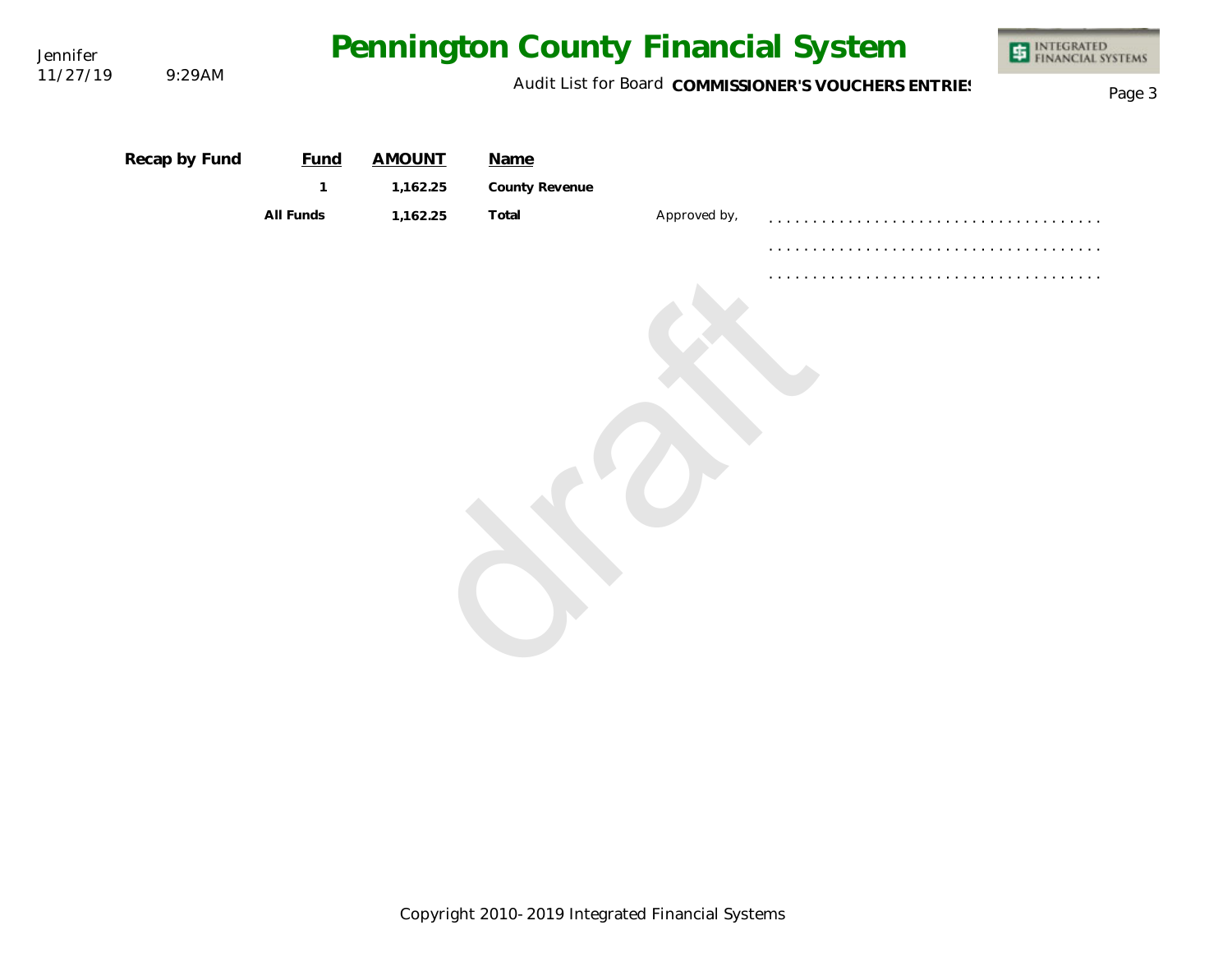# Pennington County Financial System

Audit List for Board **COMMISSIONER'S VOUCHERS ENTRIES**

| Recap by Fund | Fund | AMOUNT | Name |
|---|---|---|---|
| | 1 | 1,162.25 | County Revenue |
| | All Funds | 1,162.25 | Total |

Approved by, ......................................

......................................

......................................

draft

Copyright 2010-2019 Integrated Financial Systems